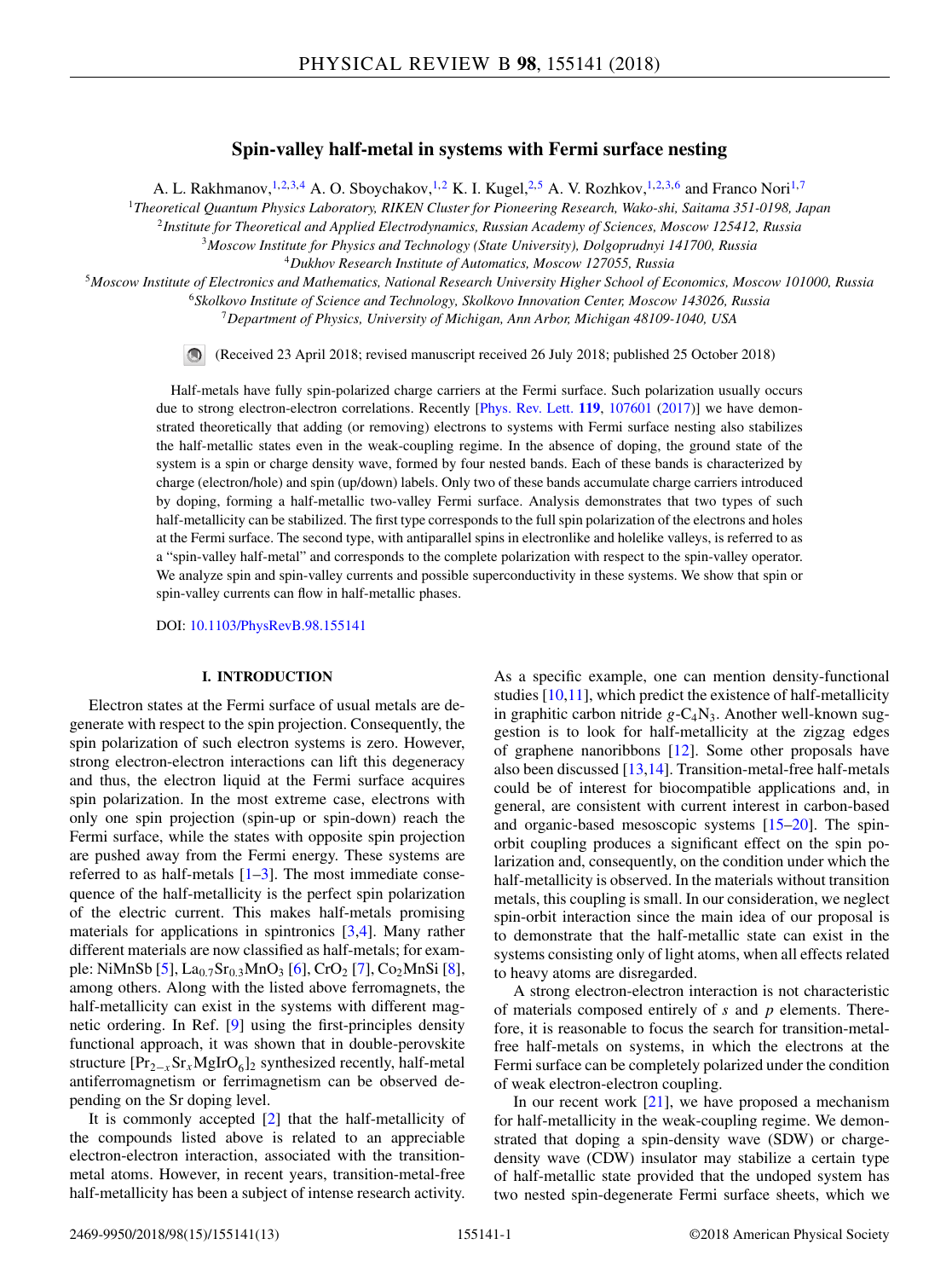# Spin-valley half-metal in systems with Fermi surface nesting

A. L. Rakhmanov,[1,2,3,4] A. O. Sboychakov,[1,2] K. I. Kugel,[2,5] A. V. Rozhkov,[1,2,3,6] and Franco Nori[1,7]

[1]Theoretical Quantum Physics Laboratory, RIKEN Cluster for Pioneering Research, Wako-shi, Saitama 351-0198, Japan
[2]Institute for Theoretical and Applied Electrodynamics, Russian Academy of Sciences, Moscow 125412, Russia
[3]Moscow Institute for Physics and Technology (State University), Dolgoprudnyi 141700, Russia
[4]Dukhov Research Institute of Automatics, Moscow 127055, Russia
[5]Moscow Institute of Electronics and Mathematics, National Research University Higher School of Economics, Moscow 101000, Russia
[6]Skolkovo Institute of Science and Technology, Skolkovo Innovation Center, Moscow 143026, Russia
[7]Department of Physics, University of Michigan, Ann Arbor, Michigan 48109-1040, USA

(Received 23 April 2018; revised manuscript received 26 July 2018; published 25 October 2018)

Half-metals have fully spin-polarized charge carriers at the Fermi surface. Such polarization usually occurs due to strong electron-electron correlations. Recently [Phys. Rev. Lett. **119**, 107601 (2017)] we have demonstrated theoretically that adding (or removing) electrons to systems with Fermi surface nesting also stabilizes the half-metallic states even in the weak-coupling regime. In the absence of doping, the ground state of the system is a spin or charge density wave, formed by four nested bands. Each of these bands is characterized by charge (electron/hole) and spin (up/down) labels. Only two of these bands accumulate charge carriers introduced by doping, forming a half-metallic two-valley Fermi surface. Analysis demonstrates that two types of such half-metallicity can be stabilized. The first type corresponds to the full spin polarization of the electrons and holes at the Fermi surface. The second type, with antiparallel spins in electronlike and holelike valleys, is referred to as a "spin-valley half-metal" and corresponds to the complete polarization with respect to the spin-valley operator. We analyze spin and spin-valley currents and possible superconductivity in these systems. We show that spin or spin-valley currents can flow in half-metallic phases.

DOI: 10.1103/PhysRevB.98.155141

## I. INTRODUCTION

Electron states at the Fermi surface of usual metals are degenerate with respect to the spin projection. Consequently, the spin polarization of such electron systems is zero. However, strong electron-electron interactions can lift this degeneracy and thus, the electron liquid at the Fermi surface acquires spin polarization. In the most extreme case, electrons with only one spin projection (spin-up or spin-down) reach the Fermi surface, while the states with opposite spin projection are pushed away from the Fermi energy. These systems are referred to as half-metals [1–3]. The most immediate consequence of the half-metallicity is the perfect spin polarization of the electric current. This makes half-metals promising materials for applications in spintronics [3,4]. Many rather different materials are now classified as half-metals; for example: NiMnSb [5], $La_{0.7}Sr_{0.3}MnO_3$ [6], $CrO_2$ [7], $Co_2MnSi$ [8], among others. Along with the listed above ferromagnets, the half-metallicity can exist in the systems with different magnetic ordering. In Ref. [9] using the first-principles density functional approach, it was shown that in double-perovskite structure $[Pr_{2-x}Sr_xMgIrO_6]_2$ synthesized recently, half-metal antiferromagnetism or ferrimagnetism can be observed depending on the Sr doping level.

It is commonly accepted [2] that the half-metallicity of the compounds listed above is related to an appreciable electron-electron interaction, associated with the transition-metal atoms. However, in recent years, transition-metal-free half-metallicity has been a subject of intense research activity. As a specific example, one can mention density-functional studies [10,11], which predict the existence of half-metallicity in graphitic carbon nitride $g$-$C_4N_3$. Another well-known suggestion is to look for half-metallicity at the zigzag edges of graphene nanoribbons [12]. Some other proposals have also been discussed [13,14]. Transition-metal-free half-metals could be of interest for biocompatible applications and, in general, are consistent with current interest in carbon-based and organic-based mesoscopic systems [15–20]. The spin-orbit coupling produces a significant effect on the spin polarization and, consequently, on the condition under which the half-metallicity is observed. In the materials without transition metals, this coupling is small. In our consideration, we neglect spin-orbit interaction since the main idea of our proposal is to demonstrate that the half-metallic state can exist in the systems consisting only of light atoms, when all effects related to heavy atoms are disregarded.

A strong electron-electron interaction is not characteristic of materials composed entirely of $s$ and $p$ elements. Therefore, it is reasonable to focus the search for transition-metal-free half-metals on systems, in which the electrons at the Fermi surface can be completely polarized under the condition of weak electron-electron coupling.

In our recent work [21], we have proposed a mechanism for half-metallicity in the weak-coupling regime. We demonstrated that doping a spin-density wave (SDW) or charge-density wave (CDW) insulator may stabilize a certain type of half-metallic state provided that the undoped system has two nested spin-degenerate Fermi surface sheets, which we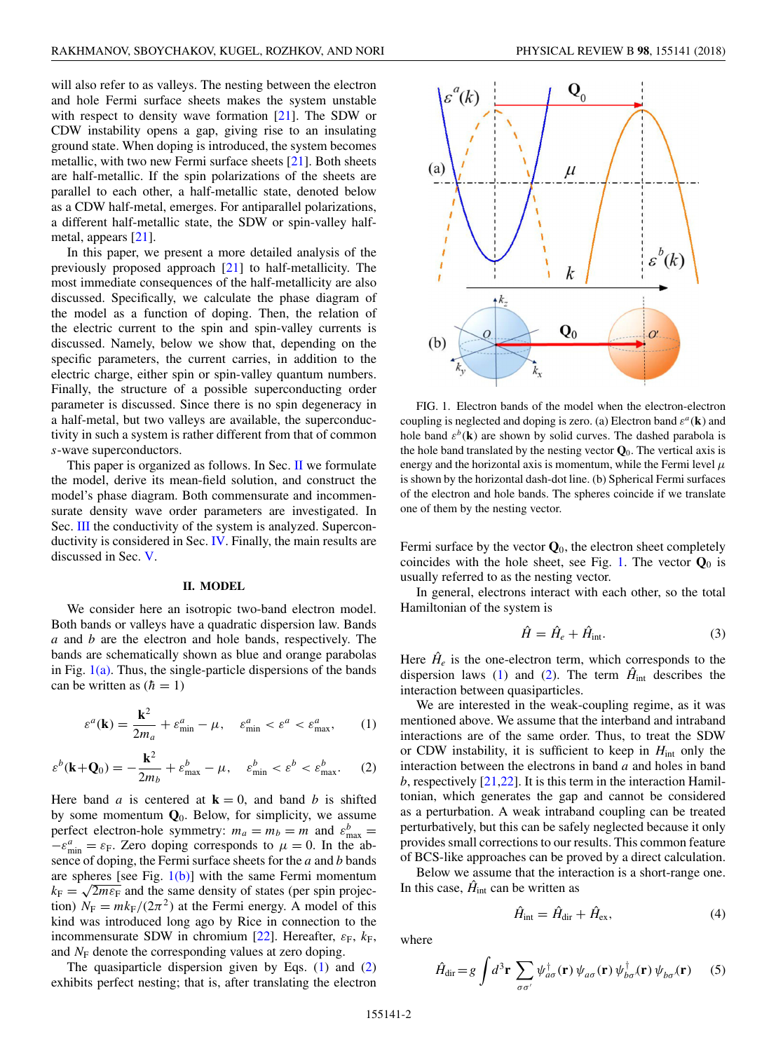will also refer to as valleys. The nesting between the electron and hole Fermi surface sheets makes the system unstable with respect to density wave formation [21]. The SDW or CDW instability opens a gap, giving rise to an insulating ground state. When doping is introduced, the system becomes metallic, with two new Fermi surface sheets [21]. Both sheets are half-metallic. If the spin polarizations of the sheets are parallel to each other, a half-metallic state, denoted below as a CDW half-metal, emerges. For antiparallel polarizations, a different half-metallic state, the SDW or spin-valley half-metal, appears [21].

In this paper, we present a more detailed analysis of the previously proposed approach [21] to half-metallicity. The most immediate consequences of the half-metallicity are also discussed. Specifically, we calculate the phase diagram of the model as a function of doping. Then, the relation of the electric current to the spin and spin-valley currents is discussed. Namely, below we show that, depending on the specific parameters, the current carries, in addition to the electric charge, either spin or spin-valley quantum numbers. Finally, the structure of a possible superconducting order parameter is discussed. Since there is no spin degeneracy in a half-metal, but two valleys are available, the superconductivity in such a system is rather different from that of common $s$-wave superconductors.

This paper is organized as follows. In Sec. II we formulate the model, derive its mean-field solution, and construct the model's phase diagram. Both commensurate and incommensurate density wave order parameters are investigated. In Sec. III the conductivity of the system is analyzed. Superconductivity is considered in Sec. IV. Finally, the main results are discussed in Sec. V.

## II. MODEL

We consider here an isotropic two-band electron model. Both bands or valleys have a quadratic dispersion law. Bands $a$ and $b$ are the electron and hole bands, respectively. The bands are schematically shown as blue and orange parabolas in Fig. 1(a). Thus, the single-particle dispersions of the bands can be written as ($\hbar = 1$)

$$\varepsilon^a(\mathbf{k}) = \frac{\mathbf{k}^2}{2m_a} + \varepsilon^a_{\min} - \mu, \quad \varepsilon^a_{\min} < \varepsilon^a < \varepsilon^a_{\max}, \tag{1}$$

$$\varepsilon^b(\mathbf{k}+\mathbf{Q}_0) = -\frac{\mathbf{k}^2}{2m_b} + \varepsilon^b_{\max} - \mu, \quad \varepsilon^b_{\min} < \varepsilon^b < \varepsilon^b_{\max}. \tag{2}$$

Here band $a$ is centered at $\mathbf{k} = 0$, and band $b$ is shifted by some momentum $\mathbf{Q}_0$. Below, for simplicity, we assume perfect electron-hole symmetry: $m_a = m_b = m$ and $\varepsilon^b_{\max} = -\varepsilon^a_{\min} = \varepsilon_F$. Zero doping corresponds to $\mu = 0$. In the absence of doping, the Fermi surface sheets for the $a$ and $b$ bands are spheres [see Fig. 1(b)] with the same Fermi momentum $k_F = \sqrt{2m\varepsilon_F}$ and the same density of states (per spin projection) $N_F = mk_F/(2\pi^2)$ at the Fermi energy. A model of this kind was introduced long ago by Rice in connection to the incommensurate SDW in chromium [22]. Hereafter, $\varepsilon_F$, $k_F$, and $N_F$ denote the corresponding values at zero doping.

The quasiparticle dispersion given by Eqs. (1) and (2) exhibits perfect nesting; that is, after translating the electron Fermi surface by the vector $\mathbf{Q}_0$, the electron sheet completely coincides with the hole sheet, see Fig. 1. The vector $\mathbf{Q}_0$ is usually referred to as the nesting vector.

FIG. 1. Electron bands of the model when the electron-electron coupling is neglected and doping is zero. (a) Electron band $\varepsilon^a(\mathbf{k})$ and hole band $\varepsilon^b(\mathbf{k})$ are shown by solid curves. The dashed parabola is the hole band translated by the nesting vector $\mathbf{Q}_0$. The vertical axis is energy and the horizontal axis is momentum, while the Fermi level $\mu$ is shown by the horizontal dash-dot line. (b) Spherical Fermi surfaces of the electron and hole bands. The spheres coincide if we translate one of them by the nesting vector.

In general, electrons interact with each other, so the total Hamiltonian of the system is

$$\hat{H} = \hat{H}_e + \hat{H}_{\text{int}}. \tag{3}$$

Here $\hat{H}_e$ is the one-electron term, which corresponds to the dispersion laws (1) and (2). The term $\hat{H}_{\text{int}}$ describes the interaction between quasiparticles.

We are interested in the weak-coupling regime, as it was mentioned above. We assume that the interband and intraband interactions are of the same order. Thus, to treat the SDW or CDW instability, it is sufficient to keep in $\hat{H}_{\text{int}}$ only the interaction between the electrons in band $a$ and holes in band $b$, respectively [21,22]. It is this term in the interaction Hamiltonian, which generates the gap and cannot be considered as a perturbation. A weak intraband coupling can be treated perturbatively, but this can be safely neglected because it only provides small corrections to our results. This common feature of BCS-like approaches can be proved by a direct calculation.

Below we assume that the interaction is a short-range one. In this case, $\hat{H}_{\text{int}}$ can be written as

$$\hat{H}_{\text{int}} = \hat{H}_{\text{dir}} + \hat{H}_{\text{ex}}, \tag{4}$$

where

$$\hat{H}_{\text{dir}} = g \int d^3\mathbf{r} \sum_{\sigma\sigma'} \psi^\dagger_{a\sigma}(\mathbf{r})\, \psi_{a\sigma}(\mathbf{r})\, \psi^\dagger_{b\sigma'}(\mathbf{r})\, \psi_{b\sigma'}(\mathbf{r}) \tag{5}$$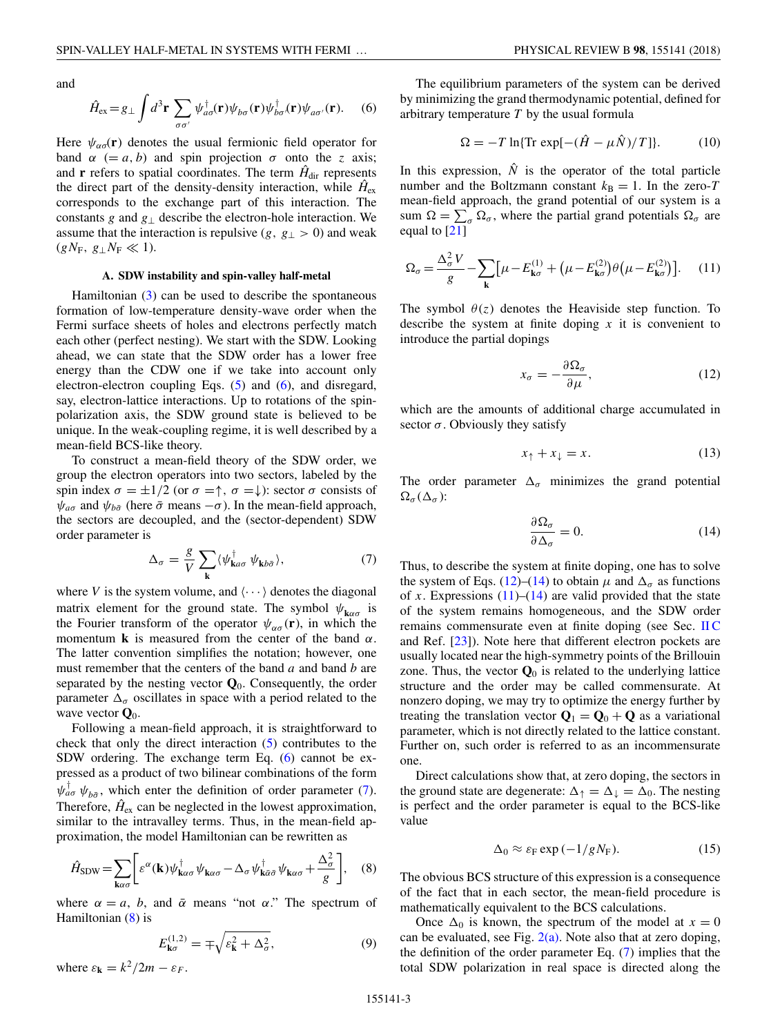and

$$\hat{H}_{\rm ex} = g_{\perp} \int d^3\mathbf{r} \sum_{\sigma\sigma'} \psi^{\dagger}_{a\sigma}(\mathbf{r})\psi_{b\sigma}(\mathbf{r})\psi^{\dagger}_{b\sigma'}(\mathbf{r})\psi_{a\sigma'}(\mathbf{r}). \quad (6)$$

Here $\psi_{\alpha\sigma}(\mathbf{r})$ denotes the usual fermionic field operator for band $\alpha$ $(= a, b)$ and spin projection $\sigma$ onto the $z$ axis; and $\mathbf{r}$ refers to spatial coordinates. The term $\hat{H}_{\rm dir}$ represents the direct part of the density-density interaction, while $\hat{H}_{\rm ex}$ corresponds to the exchange part of this interaction. The constants $g$ and $g_{\perp}$ describe the electron-hole interaction. We assume that the interaction is repulsive ($g$, $g_{\perp} > 0$) and weak ($gN_{\rm F}$, $g_{\perp}N_{\rm F} \ll 1$).

### A. SDW instability and spin-valley half-metal

Hamiltonian (3) can be used to describe the spontaneous formation of low-temperature density-wave order when the Fermi surface sheets of holes and electrons perfectly match each other (perfect nesting). We start with the SDW. Looking ahead, we can state that the SDW order has a lower free energy than the CDW one if we take into account only electron-electron coupling Eqs. (5) and (6), and disregard, say, electron-lattice interactions. Up to rotations of the spin-polarization axis, the SDW ground state is believed to be unique. In the weak-coupling regime, it is well described by a mean-field BCS-like theory.

To construct a mean-field theory of the SDW order, we group the electron operators into two sectors, labeled by the spin index $\sigma = \pm 1/2$ (or $\sigma = \uparrow$, $\sigma = \downarrow$): sector $\sigma$ consists of $\psi_{a\sigma}$ and $\psi_{b\bar{\sigma}}$ (here $\bar{\sigma}$ means $-\sigma$). In the mean-field approach, the sectors are decoupled, and the (sector-dependent) SDW order parameter is

$$\Delta_{\sigma} = \frac{g}{V} \sum_{\mathbf{k}} \langle \psi^{\dagger}_{\mathbf{k}a\sigma}\, \psi_{\mathbf{k}b\bar{\sigma}} \rangle, \quad (7)$$

where $V$ is the system volume, and $\langle \cdots \rangle$ denotes the diagonal matrix element for the ground state. The symbol $\psi_{\mathbf{k}\alpha\sigma}$ is the Fourier transform of the operator $\psi_{\alpha\sigma}(\mathbf{r})$, in which the momentum $\mathbf{k}$ is measured from the center of the band $\alpha$. The latter convention simplifies the notation; however, one must remember that the centers of the band $a$ and band $b$ are separated by the nesting vector $\mathbf{Q}_0$. Consequently, the order parameter $\Delta_{\sigma}$ oscillates in space with a period related to the wave vector $\mathbf{Q}_0$.

Following a mean-field approach, it is straightforward to check that only the direct interaction (5) contributes to the SDW ordering. The exchange term Eq. (6) cannot be expressed as a product of two bilinear combinations of the form $\psi^{\dagger}_{a\sigma}\, \psi_{b\bar{\sigma}}$, which enter the definition of order parameter (7). Therefore, $\hat{H}_{\rm ex}$ can be neglected in the lowest approximation, similar to the intravalley terms. Thus, in the mean-field approximation, the model Hamiltonian can be rewritten as

$$\hat{H}_{\rm SDW} = \sum_{\mathbf{k}\alpha\sigma} \left[ \varepsilon^{\alpha}(\mathbf{k}) \psi^{\dagger}_{\mathbf{k}\alpha\sigma}\, \psi_{\mathbf{k}\alpha\sigma} - \Delta_{\sigma}\, \psi^{\dagger}_{\mathbf{k}\bar{\alpha}\bar{\sigma}}\, \psi_{\mathbf{k}\alpha\sigma} + \frac{\Delta^2_{\sigma}}{g} \right], \quad (8)$$

where $\alpha = a$, $b$, and $\bar{\alpha}$ means "not $\alpha$." The spectrum of Hamiltonian (8) is

$$E^{(1,2)}_{\mathbf{k}\sigma} = \mp\sqrt{\varepsilon^2_{\mathbf{k}} + \Delta^2_{\sigma}}, \quad (9)$$

where $\varepsilon_{\mathbf{k}} = k^2/2m - \varepsilon_F$.

The equilibrium parameters of the system can be derived by minimizing the grand thermodynamic potential, defined for arbitrary temperature $T$ by the usual formula

$$\Omega = -T \ln\{\mathrm{Tr}\, \exp[-(\hat{H} - \mu\hat{N})/T]\}. \quad (10)$$

In this expression, $\hat{N}$ is the operator of the total particle number and the Boltzmann constant $k_{\rm B} = 1$. In the zero-$T$ mean-field approach, the grand potential of our system is a sum $\Omega = \sum_{\sigma} \Omega_{\sigma}$, where the partial grand potentials $\Omega_{\sigma}$ are equal to [21]

$$\Omega_{\sigma} = \frac{\Delta^2_{\sigma} V}{g} - \sum_{\mathbf{k}} \left[ \mu - E^{(1)}_{\mathbf{k}\sigma} + \left(\mu - E^{(2)}_{\mathbf{k}\sigma}\right) \theta\left(\mu - E^{(2)}_{\mathbf{k}\sigma}\right) \right]. \quad (11)$$

The symbol $\theta(z)$ denotes the Heaviside step function. To describe the system at finite doping $x$ it is convenient to introduce the partial dopings

$$x_{\sigma} = -\frac{\partial \Omega_{\sigma}}{\partial \mu}, \quad (12)$$

which are the amounts of additional charge accumulated in sector $\sigma$. Obviously they satisfy

$$x_{\uparrow} + x_{\downarrow} = x. \quad (13)$$

The order parameter $\Delta_{\sigma}$ minimizes the grand potential $\Omega_{\sigma}(\Delta_{\sigma})$:

$$\frac{\partial \Omega_{\sigma}}{\partial \Delta_{\sigma}} = 0. \quad (14)$$

Thus, to describe the system at finite doping, one has to solve the system of Eqs. (12)–(14) to obtain $\mu$ and $\Delta_{\sigma}$ as functions of $x$. Expressions (11)–(14) are valid provided that the state of the system remains homogeneous, and the SDW order remains commensurate even at finite doping (see Sec. II C and Ref. [23]). Note here that different electron pockets are usually located near the high-symmetry points of the Brillouin zone. Thus, the vector $\mathbf{Q}_0$ is related to the underlying lattice structure and the order may be called commensurate. At nonzero doping, we may try to optimize the energy further by treating the translation vector $\mathbf{Q}_1 = \mathbf{Q}_0 + \mathbf{Q}$ as a variational parameter, which is not directly related to the lattice constant. Further on, such order is referred to as an incommensurate one.

Direct calculations show that, at zero doping, the sectors in the ground state are degenerate: $\Delta_{\uparrow} = \Delta_{\downarrow} = \Delta_0$. The nesting is perfect and the order parameter is equal to the BCS-like value

$$\Delta_0 \approx \varepsilon_{\rm F} \exp\left(-1/gN_{\rm F}\right). \quad (15)$$

The obvious BCS structure of this expression is a consequence of the fact that in each sector, the mean-field procedure is mathematically equivalent to the BCS calculations.

Once $\Delta_0$ is known, the spectrum of the model at $x = 0$ can be evaluated, see Fig. 2(a). Note also that at zero doping, the definition of the order parameter Eq. (7) implies that the total SDW polarization in real space is directed along the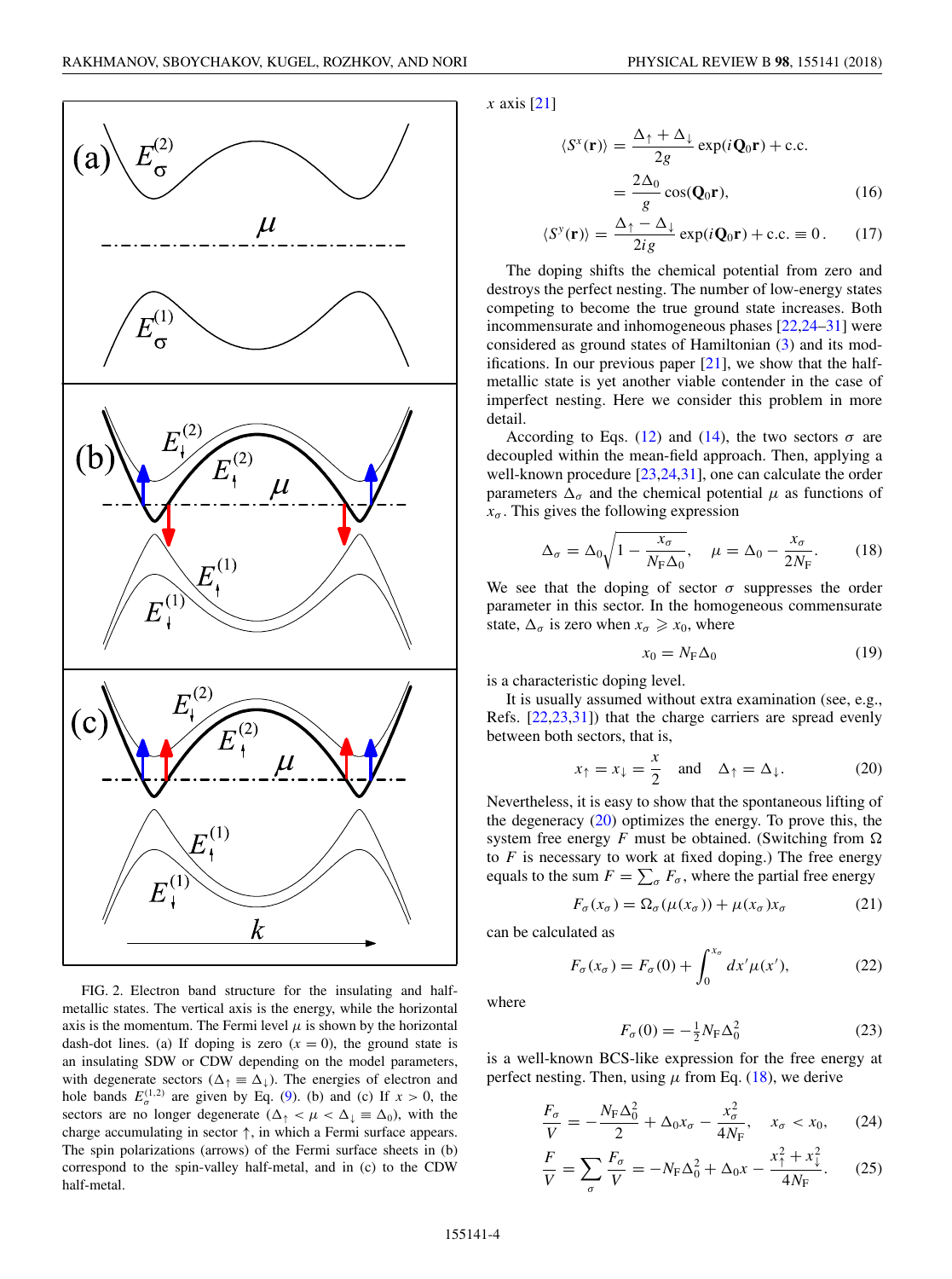FIG. 2. Electron band structure for the insulating and half-metallic states. The vertical axis is the energy, while the horizontal axis is the momentum. The Fermi level $\mu$ is shown by the horizontal dash-dot lines. (a) If doping is zero ($x = 0$), the ground state is an insulating SDW or CDW depending on the model parameters, with degenerate sectors ($\Delta_\uparrow \equiv \Delta_\downarrow$). The energies of electron and hole bands $E_\sigma^{(1,2)}$ are given by Eq. (9). (b) and (c) If $x > 0$, the sectors are no longer degenerate ($\Delta_\uparrow < \mu < \Delta_\downarrow \equiv \Delta_0$), with the charge accumulating in sector $\uparrow$, in which a Fermi surface appears. The spin polarizations (arrows) of the Fermi surface sheets in (b) correspond to the spin-valley half-metal, and in (c) to the CDW half-metal.

$x$ axis [21]

$$\langle S^x(\mathbf{r})\rangle = \frac{\Delta_\uparrow + \Delta_\downarrow}{2g}\exp(i\mathbf{Q}_0\mathbf{r}) + \text{c.c.}$$
$$= \frac{2\Delta_0}{g}\cos(\mathbf{Q}_0\mathbf{r}), \tag{16}$$

$$\langle S^y(\mathbf{r})\rangle = \frac{\Delta_\uparrow - \Delta_\downarrow}{2ig}\exp(i\mathbf{Q}_0\mathbf{r}) + \text{c.c.} \equiv 0\,. \tag{17}$$

The doping shifts the chemical potential from zero and destroys the perfect nesting. The number of low-energy states competing to become the true ground state increases. Both incommensurate and inhomogeneous phases [22,24–31] were considered as ground states of Hamiltonian (3) and its modifications. In our previous paper [21], we show that the half-metallic state is yet another viable contender in the case of imperfect nesting. Here we consider this problem in more detail.

According to Eqs. (12) and (14), the two sectors $\sigma$ are decoupled within the mean-field approach. Then, applying a well-known procedure [23,24,31], one can calculate the order parameters $\Delta_\sigma$ and the chemical potential $\mu$ as functions of $x_\sigma$. This gives the following expression

$$\Delta_\sigma = \Delta_0\sqrt{1 - \frac{x_\sigma}{N_{\rm F}\Delta_0}}, \quad \mu = \Delta_0 - \frac{x_\sigma}{2N_{\rm F}}. \tag{18}$$

We see that the doping of sector $\sigma$ suppresses the order parameter in this sector. In the homogeneous commensurate state, $\Delta_\sigma$ is zero when $x_\sigma \geqslant x_0$, where

$$x_0 = N_{\rm F}\Delta_0 \tag{19}$$

is a characteristic doping level.

It is usually assumed without extra examination (see, e.g., Refs. [22,23,31]) that the charge carriers are spread evenly between both sectors, that is,

$$x_\uparrow = x_\downarrow = \frac{x}{2} \quad \text{and} \quad \Delta_\uparrow = \Delta_\downarrow. \tag{20}$$

Nevertheless, it is easy to show that the spontaneous lifting of the degeneracy (20) optimizes the energy. To prove this, the system free energy $F$ must be obtained. (Switching from $\Omega$ to $F$ is necessary to work at fixed doping.) The free energy equals to the sum $F = \sum_\sigma F_\sigma$, where the partial free energy

$$F_\sigma(x_\sigma) = \Omega_\sigma(\mu(x_\sigma)) + \mu(x_\sigma)x_\sigma \tag{21}$$

can be calculated as

$$F_\sigma(x_\sigma) = F_\sigma(0) + \int_0^{x_\sigma} dx'\mu(x'), \tag{22}$$

where

$$F_\sigma(0) = -\tfrac{1}{2}N_{\rm F}\Delta_0^2 \tag{23}$$

is a well-known BCS-like expression for the free energy at perfect nesting. Then, using $\mu$ from Eq. (18), we derive

$$\frac{F_\sigma}{V} = -\frac{N_{\rm F}\Delta_0^2}{2} + \Delta_0 x_\sigma - \frac{x_\sigma^2}{4N_{\rm F}}, \quad x_\sigma < x_0, \tag{24}$$

$$\frac{F}{V} = \sum_\sigma \frac{F_\sigma}{V} = -N_{\rm F}\Delta_0^2 + \Delta_0 x - \frac{x_\uparrow^2 + x_\downarrow^2}{4N_{\rm F}}. \tag{25}$$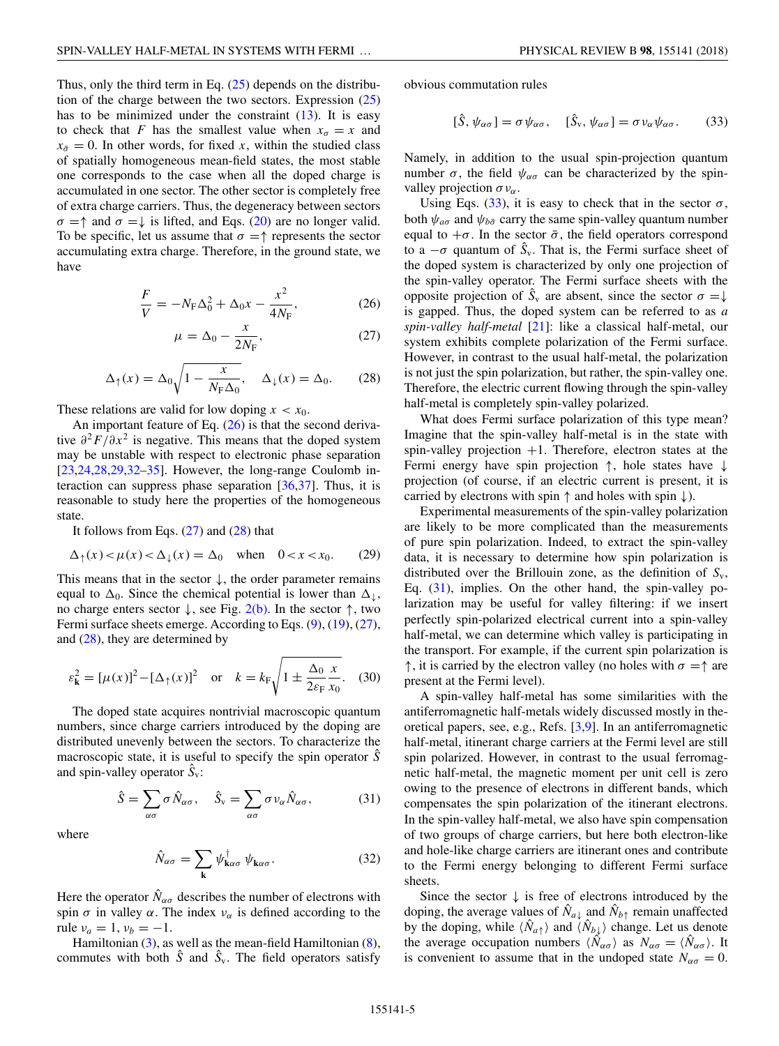Thus, only the third term in Eq. (25) depends on the distribution of the charge between the two sectors. Expression (25) has to be minimized under the constraint (13). It is easy to check that $F$ has the smallest value when $x_\sigma = x$ and $x_{\bar{\sigma}} = 0$. In other words, for fixed $x$, within the studied class of spatially homogeneous mean-field states, the most stable one corresponds to the case when all the doped charge is accumulated in one sector. The other sector is completely free of extra charge carriers. Thus, the degeneracy between sectors $\sigma = \uparrow$ and $\sigma = \downarrow$ is lifted, and Eqs. (20) are no longer valid. To be specific, let us assume that $\sigma = \uparrow$ represents the sector accumulating extra charge. Therefore, in the ground state, we have

$$\frac{F}{V} = -N_\mathrm{F}\Delta_0^2 + \Delta_0 x - \frac{x^2}{4N_\mathrm{F}}, \tag{26}$$

$$\mu = \Delta_0 - \frac{x}{2N_\mathrm{F}}, \tag{27}$$

$$\Delta_\uparrow(x) = \Delta_0\sqrt{1 - \frac{x}{N_\mathrm{F}\Delta_0}}, \quad \Delta_\downarrow(x) = \Delta_0. \tag{28}$$

These relations are valid for low doping $x < x_0$.

An important feature of Eq. (26) is that the second derivative $\partial^2 F/\partial x^2$ is negative. This means that the doped system may be unstable with respect to electronic phase separation [23,24,28,29,32–35]. However, the long-range Coulomb interaction can suppress phase separation [36,37]. Thus, it is reasonable to study here the properties of the homogeneous state.

It follows from Eqs. (27) and (28) that

$$\Delta_\uparrow(x) < \mu(x) < \Delta_\downarrow(x) = \Delta_0 \quad \text{when} \quad 0 < x < x_0. \tag{29}$$

This means that in the sector $\downarrow$, the order parameter remains equal to $\Delta_0$. Since the chemical potential is lower than $\Delta_\downarrow$, no charge enters sector $\downarrow$, see Fig. 2(b). In the sector $\uparrow$, two Fermi surface sheets emerge. According to Eqs. (9), (19), (27), and (28), they are determined by

$$\varepsilon_\mathbf{k}^2 = [\mu(x)]^2 - [\Delta_\uparrow(x)]^2 \quad \text{or} \quad k = k_\mathrm{F}\sqrt{1 \pm \frac{\Delta_0}{2\varepsilon_\mathrm{F}}\frac{x}{x_0}}. \tag{30}$$

The doped state acquires nontrivial macroscopic quantum numbers, since charge carriers introduced by the doping are distributed unevenly between the sectors. To characterize the macroscopic state, it is useful to specify the spin operator $\hat{S}$ and spin-valley operator $\hat{S}_\mathrm{v}$:

$$\hat{S} = \sum_{\alpha\sigma}\sigma\hat{N}_{\alpha\sigma}, \quad \hat{S}_\mathrm{v} = \sum_{\alpha\sigma}\sigma\nu_\alpha\hat{N}_{\alpha\sigma}, \tag{31}$$

where

$$\hat{N}_{\alpha\sigma} = \sum_\mathbf{k}\psi_{\mathbf{k}\alpha\sigma}^\dagger\psi_{\mathbf{k}\alpha\sigma}. \tag{32}$$

Here the operator $\hat{N}_{\alpha\sigma}$ describes the number of electrons with spin $\sigma$ in valley $\alpha$. The index $\nu_\alpha$ is defined according to the rule $\nu_a = 1$, $\nu_b = -1$.

Hamiltonian (3), as well as the mean-field Hamiltonian (8), commutes with both $\hat{S}$ and $\hat{S}_\mathrm{v}$. The field operators satisfy obvious commutation rules

$$[\hat{S}, \psi_{\alpha\sigma}] = \sigma\psi_{\alpha\sigma}, \quad [\hat{S}_\mathrm{v}, \psi_{\alpha\sigma}] = \sigma\nu_\alpha\psi_{\alpha\sigma}. \tag{33}$$

Namely, in addition to the usual spin-projection quantum number $\sigma$, the field $\psi_{\alpha\sigma}$ can be characterized by the spin-valley projection $\sigma\nu_\alpha$.

Using Eqs. (33), it is easy to check that in the sector $\sigma$, both $\psi_{a\sigma}$ and $\psi_{b\bar{\sigma}}$ carry the same spin-valley quantum number equal to $+\sigma$. In the sector $\bar{\sigma}$, the field operators correspond to a $-\sigma$ quantum of $\hat{S}_\mathrm{v}$. That is, the Fermi surface sheet of the doped system is characterized by only one projection of the spin-valley operator. The Fermi surface sheets with the opposite projection of $\hat{S}_\mathrm{v}$ are absent, since the sector $\sigma = \downarrow$ is gapped. Thus, the doped system can be referred to as *a spin-valley half-metal* [21]: like a classical half-metal, our system exhibits complete polarization of the Fermi surface. However, in contrast to the usual half-metal, the polarization is not just the spin polarization, but rather, the spin-valley one. Therefore, the electric current flowing through the spin-valley half-metal is completely spin-valley polarized.

What does Fermi surface polarization of this type mean? Imagine that the spin-valley half-metal is in the state with spin-valley projection +1. Therefore, electron states at the Fermi energy have spin projection $\uparrow$, hole states have $\downarrow$ projection (of course, if an electric current is present, it is carried by electrons with spin $\uparrow$ and holes with spin $\downarrow$).

Experimental measurements of the spin-valley polarization are likely to be more complicated than the measurements of pure spin polarization. Indeed, to extract the spin-valley data, it is necessary to determine how spin polarization is distributed over the Brillouin zone, as the definition of $S_\mathrm{v}$, Eq. (31), implies. On the other hand, the spin-valley polarization may be useful for valley filtering: if we insert perfectly spin-polarized electrical current into a spin-valley half-metal, we can determine which valley is participating in the transport. For example, if the current spin polarization is $\uparrow$, it is carried by the electron valley (no holes with $\sigma = \uparrow$ are present at the Fermi level).

A spin-valley half-metal has some similarities with the antiferromagnetic half-metals widely discussed mostly in theoretical papers, see, e.g., Refs. [3,9]. In an antiferromagnetic half-metal, itinerant charge carriers at the Fermi level are still spin polarized. However, in contrast to the usual ferromagnetic half-metal, the magnetic moment per unit cell is zero owing to the presence of electrons in different bands, which compensates the spin polarization of the itinerant electrons. In the spin-valley half-metal, we also have spin compensation of two groups of charge carriers, but here both electron-like and hole-like charge carriers are itinerant ones and contribute to the Fermi energy belonging to different Fermi surface sheets.

Since the sector $\downarrow$ is free of electrons introduced by the doping, the average values of $\hat{N}_{a\downarrow}$ and $\hat{N}_{b\uparrow}$ remain unaffected by the doping, while $\langle\hat{N}_{a\uparrow}\rangle$ and $\langle\hat{N}_{b\downarrow}\rangle$ change. Let us denote the average occupation numbers $\langle\hat{N}_{\alpha\sigma}\rangle$ as $N_{\alpha\sigma} = \langle\hat{N}_{\alpha\sigma}\rangle$. It is convenient to assume that in the undoped state $N_{\alpha\sigma} = 0$.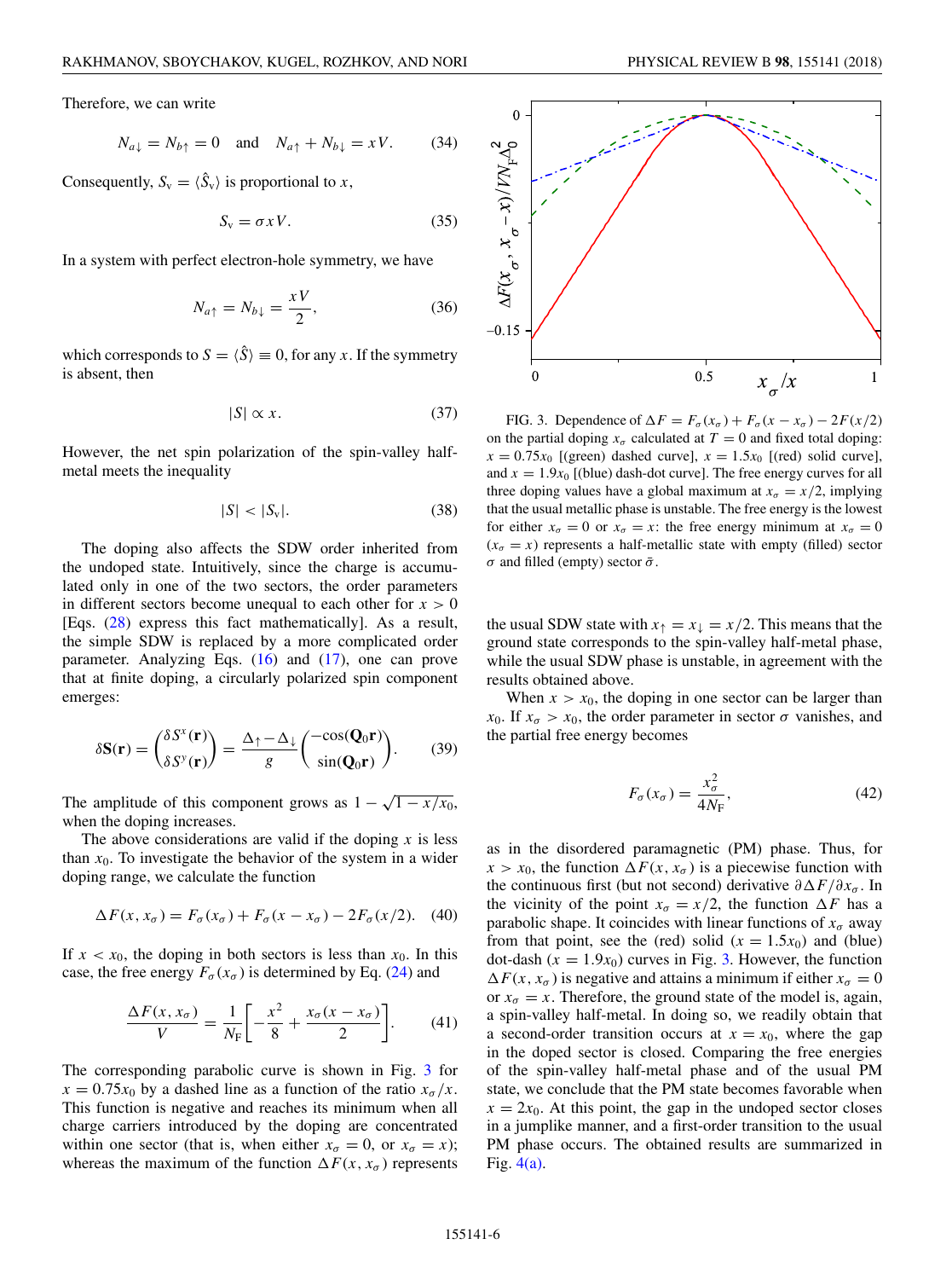Therefore, we can write

$$N_{a\downarrow} = N_{b\uparrow} = 0 \quad \text{and} \quad N_{a\uparrow} + N_{b\downarrow} = xV. \tag{34}$$

Consequently, $S_{\rm v} = \langle \hat{S}_{\rm v} \rangle$ is proportional to $x$,

$$S_{\rm v} = \sigma x V. \tag{35}$$

In a system with perfect electron-hole symmetry, we have

$$N_{a\uparrow} = N_{b\downarrow} = \frac{xV}{2}, \tag{36}$$

which corresponds to $S = \langle \hat{S} \rangle \equiv 0$, for any $x$. If the symmetry is absent, then

$$|S| \propto x. \tag{37}$$

However, the net spin polarization of the spin-valley half-metal meets the inequality

$$|S| < |S_{\rm v}|. \tag{38}$$

The doping also affects the SDW order inherited from the undoped state. Intuitively, since the charge is accumulated only in one of the two sectors, the order parameters in different sectors become unequal to each other for $x > 0$ [Eqs. (28) express this fact mathematically]. As a result, the simple SDW is replaced by a more complicated order parameter. Analyzing Eqs. (16) and (17), one can prove that at finite doping, a circularly polarized spin component emerges:

$$\delta \mathbf{S}(\mathbf{r}) = \begin{pmatrix} \delta S^x(\mathbf{r}) \\ \delta S^y(\mathbf{r}) \end{pmatrix} = \frac{\Delta_\uparrow - \Delta_\downarrow}{g} \begin{pmatrix} -\cos(\mathbf{Q}_0 \mathbf{r}) \\ \sin(\mathbf{Q}_0 \mathbf{r}) \end{pmatrix}. \tag{39}$$

The amplitude of this component grows as $1 - \sqrt{1 - x/x_0}$, when the doping increases.

The above considerations are valid if the doping $x$ is less than $x_0$. To investigate the behavior of the system in a wider doping range, we calculate the function

$$\Delta F(x, x_\sigma) = F_\sigma(x_\sigma) + F_\sigma(x - x_\sigma) - 2F_\sigma(x/2). \tag{40}$$

If $x < x_0$, the doping in both sectors is less than $x_0$. In this case, the free energy $F_\sigma(x_\sigma)$ is determined by Eq. (24) and

$$\frac{\Delta F(x, x_\sigma)}{V} = \frac{1}{N_{\rm F}} \left[ -\frac{x^2}{8} + \frac{x_\sigma (x - x_\sigma)}{2} \right]. \tag{41}$$

The corresponding parabolic curve is shown in Fig. 3 for $x = 0.75x_0$ by a dashed line as a function of the ratio $x_\sigma / x$. This function is negative and reaches its minimum when all charge carriers introduced by the doping are concentrated within one sector (that is, when either $x_\sigma = 0$, or $x_\sigma = x$); whereas the maximum of the function $\Delta F(x, x_\sigma)$ represents the usual SDW state with $x_\uparrow = x_\downarrow = x/2$. This means that the ground state corresponds to the spin-valley half-metal phase, while the usual SDW phase is unstable, in agreement with the results obtained above.

FIG. 3. Dependence of $\Delta F = F_\sigma(x_\sigma) + F_\sigma(x - x_\sigma) - 2F(x/2)$ on the partial doping $x_\sigma$ calculated at $T = 0$ and fixed total doping: $x = 0.75x_0$ [(green) dashed curve], $x = 1.5x_0$ [(red) solid curve], and $x = 1.9x_0$ [(blue) dash-dot curve]. The free energy curves for all three doping values have a global maximum at $x_\sigma = x/2$, implying that the usual metallic phase is unstable. The free energy is the lowest for either $x_\sigma = 0$ or $x_\sigma = x$: the free energy minimum at $x_\sigma = 0$ ($x_\sigma = x$) represents a half-metallic state with empty (filled) sector $\sigma$ and filled (empty) sector $\bar{\sigma}$.

When $x > x_0$, the doping in one sector can be larger than $x_0$. If $x_\sigma > x_0$, the order parameter in sector $\sigma$ vanishes, and the partial free energy becomes

$$F_\sigma(x_\sigma) = \frac{x_\sigma^2}{4N_{\rm F}}, \tag{42}$$

as in the disordered paramagnetic (PM) phase. Thus, for $x > x_0$, the function $\Delta F(x, x_\sigma)$ is a piecewise function with the continuous first (but not second) derivative $\partial \Delta F / \partial x_\sigma$. In the vicinity of the point $x_\sigma = x/2$, the function $\Delta F$ has a parabolic shape. It coincides with linear functions of $x_\sigma$ away from that point, see the (red) solid ($x = 1.5x_0$) and (blue) dot-dash ($x = 1.9x_0$) curves in Fig. 3. However, the function $\Delta F(x, x_\sigma)$ is negative and attains a minimum if either $x_\sigma = 0$ or $x_\sigma = x$. Therefore, the ground state of the model is, again, a spin-valley half-metal. In doing so, we readily obtain that a second-order transition occurs at $x = x_0$, where the gap in the doped sector is closed. Comparing the free energies of the spin-valley half-metal phase and of the usual PM state, we conclude that the PM state becomes favorable when $x = 2x_0$. At this point, the gap in the undoped sector closes in a jumplike manner, and a first-order transition to the usual PM phase occurs. The obtained results are summarized in Fig. 4(a).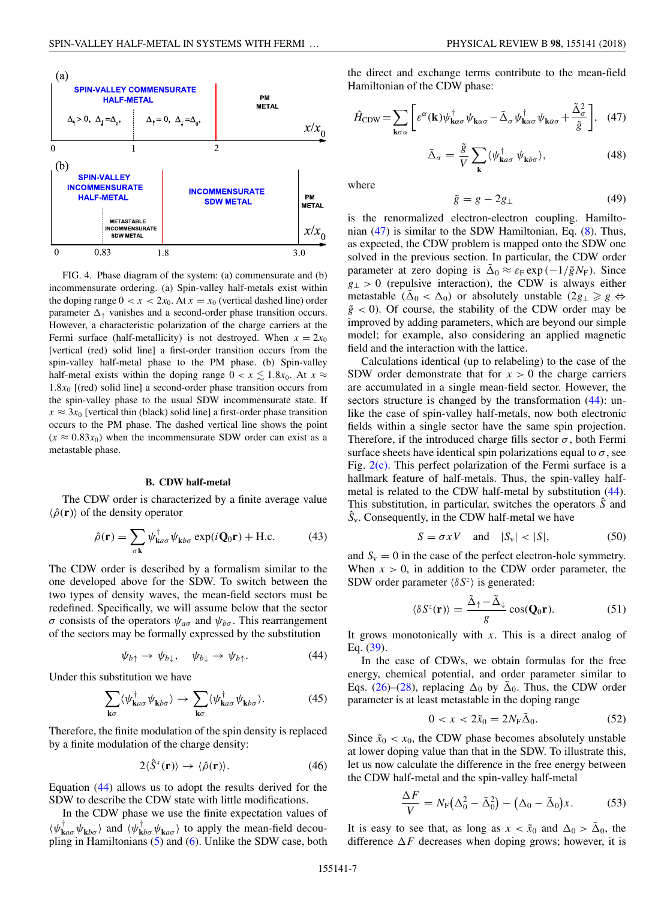FIG. 4. Phase diagram of the system: (a) commensurate and (b) incommensurate ordering. (a) Spin-valley half-metals exist within the doping range $0 < x < 2x_0$. At $x = x_0$ (vertical dashed line) order parameter $\Delta_\uparrow$ vanishes and a second-order phase transition occurs. However, a characteristic polarization of the charge carriers at the Fermi surface (half-metallicity) is not destroyed. When $x = 2x_0$ [vertical (red) solid line] a first-order transition occurs from the spin-valley half-metal phase to the PM phase. (b) Spin-valley half-metal exists within the doping range $0 < x \lesssim 1.8x_0$. At $x \approx 1.8x_0$ [(red) solid line] a second-order phase transition occurs from the spin-valley phase to the usual SDW incommensurate state. If $x \approx 3x_0$ [vertical thin (black) solid line] a first-order phase transition occurs to the PM phase. The dashed vertical line shows the point ($x \approx 0.83x_0$) when the incommensurate SDW order can exist as a metastable phase.

### B. CDW half-metal

The CDW order is characterized by a finite average value $\langle \hat{\rho}(\mathbf{r}) \rangle$ of the density operator

$$\hat{\rho}(\mathbf{r}) = \sum_{\sigma \mathbf{k}} \psi^{\dagger}_{\mathbf{k}a\sigma} \psi_{\mathbf{k}b\sigma} \exp(i\mathbf{Q}_0 \mathbf{r}) + \text{H.c.} \quad (43)$$

The CDW order is described by a formalism similar to the one developed above for the SDW. To switch between the two types of density waves, the mean-field sectors must be redefined. Specifically, we will assume below that the sector $\sigma$ consists of the operators $\psi_{a\sigma}$ and $\psi_{b\sigma}$. This rearrangement of the sectors may be formally expressed by the substitution

$$\psi_{b\uparrow} \to \psi_{b\downarrow}, \quad \psi_{b\downarrow} \to \psi_{b\uparrow}. \quad (44)$$

Under this substitution we have

$$\sum_{\mathbf{k}\sigma} \langle \psi^{\dagger}_{\mathbf{k}a\sigma} \psi_{\mathbf{k}b\bar{\sigma}} \rangle \to \sum_{\mathbf{k}\sigma} \langle \psi^{\dagger}_{\mathbf{k}a\sigma} \psi_{\mathbf{k}b\sigma} \rangle. \quad (45)$$

Therefore, the finite modulation of the spin density is replaced by a finite modulation of the charge density:

$$2\langle \hat{S}^x(\mathbf{r}) \rangle \to \langle \hat{\rho}(\mathbf{r}) \rangle. \quad (46)$$

Equation (44) allows us to adopt the results derived for the SDW to describe the CDW state with little modifications.

In the CDW phase we use the finite expectation values of $\langle \psi^{\dagger}_{\mathbf{k}a\sigma} \psi_{\mathbf{k}b\sigma} \rangle$ and $\langle \psi^{\dagger}_{\mathbf{k}b\sigma} \psi_{\mathbf{k}a\sigma} \rangle$ to apply the mean-field decoupling in Hamiltonians (5) and (6). Unlike the SDW case, both the direct and exchange terms contribute to the mean-field Hamiltonian of the CDW phase:

$$\hat{H}_{\text{CDW}} = \sum_{\mathbf{k}\sigma\alpha} \left[ \varepsilon^{\alpha}(\mathbf{k}) \psi^{\dagger}_{\mathbf{k}\alpha\sigma} \psi_{\mathbf{k}\alpha\sigma} - \tilde{\Delta}_{\sigma} \psi^{\dagger}_{\mathbf{k}\alpha\sigma} \psi_{\mathbf{k}\bar{\alpha}\sigma} + \frac{\tilde{\Delta}^2_{\sigma}}{\tilde{g}} \right], \quad (47)$$

$$\tilde{\Delta}_{\sigma} = \frac{\tilde{g}}{V} \sum_{\mathbf{k}} \langle \psi^{\dagger}_{\mathbf{k}a\sigma} \psi_{\mathbf{k}b\sigma} \rangle, \quad (48)$$

where

$$\tilde{g} = g - 2g_{\perp} \quad (49)$$

is the renormalized electron-electron coupling. Hamiltonian (47) is similar to the SDW Hamiltonian, Eq. (8). Thus, as expected, the CDW problem is mapped onto the SDW one solved in the previous section. In particular, the CDW order parameter at zero doping is $\tilde{\Delta}_0 \approx \varepsilon_{\text{F}} \exp(-1/\tilde{g}N_{\text{F}})$. Since $g_{\perp} > 0$ (repulsive interaction), the CDW is always either metastable ($\tilde{\Delta}_0 < \Delta_0$) or absolutely unstable ($2g_{\perp} \geqslant g \Leftrightarrow \tilde{g} < 0$). Of course, the stability of the CDW order may be improved by adding parameters, which are beyond our simple model; for example, also considering an applied magnetic field and the interaction with the lattice.

Calculations identical (up to relabeling) to the case of the SDW order demonstrate that for $x > 0$ the charge carriers are accumulated in a single mean-field sector. However, the sectors structure is changed by the transformation (44): unlike the case of spin-valley half-metals, now both electronic fields within a single sector have the same spin projection. Therefore, if the introduced charge fills sector $\sigma$, both Fermi surface sheets have identical spin polarizations equal to $\sigma$, see Fig. 2(c). This perfect polarization of the Fermi surface is a hallmark feature of half-metals. Thus, the spin-valley half-metal is related to the CDW half-metal by substitution (44). This substitution, in particular, switches the operators $\hat{S}$ and $\hat{S}_{\text{v}}$. Consequently, in the CDW half-metal we have

$$S = \sigma x V \quad \text{and} \quad |S_{\text{v}}| < |S|, \quad (50)$$

and $S_{\text{v}} = 0$ in the case of the perfect electron-hole symmetry. When $x > 0$, in addition to the CDW order parameter, the SDW order parameter $\langle \delta S^z \rangle$ is generated:

$$\langle \delta S^z(\mathbf{r}) \rangle = \frac{\tilde{\Delta}_{\uparrow} - \tilde{\Delta}_{\downarrow}}{g} \cos(\mathbf{Q}_0 \mathbf{r}). \quad (51)$$

It grows monotonically with $x$. This is a direct analog of Eq. (39).

In the case of CDWs, we obtain formulas for the free energy, chemical potential, and order parameter similar to Eqs. (26)–(28), replacing $\Delta_0$ by $\tilde{\Delta}_0$. Thus, the CDW order parameter is at least metastable in the doping range

$$0 < x < 2\tilde{x}_0 = 2N_{\text{F}}\tilde{\Delta}_0. \quad (52)$$

Since $\tilde{x}_0 < x_0$, the CDW phase becomes absolutely unstable at lower doping value than that in the SDW. To illustrate this, let us now calculate the difference in the free energy between the CDW half-metal and the spin-valley half-metal

$$\frac{\Delta F}{V} = N_{\text{F}}(\Delta_0^2 - \tilde{\Delta}_0^2) - (\Delta_0 - \tilde{\Delta}_0)x. \quad (53)$$

It is easy to see that, as long as $x < \tilde{x}_0$ and $\Delta_0 > \tilde{\Delta}_0$, the difference $\Delta F$ decreases when doping grows; however, it is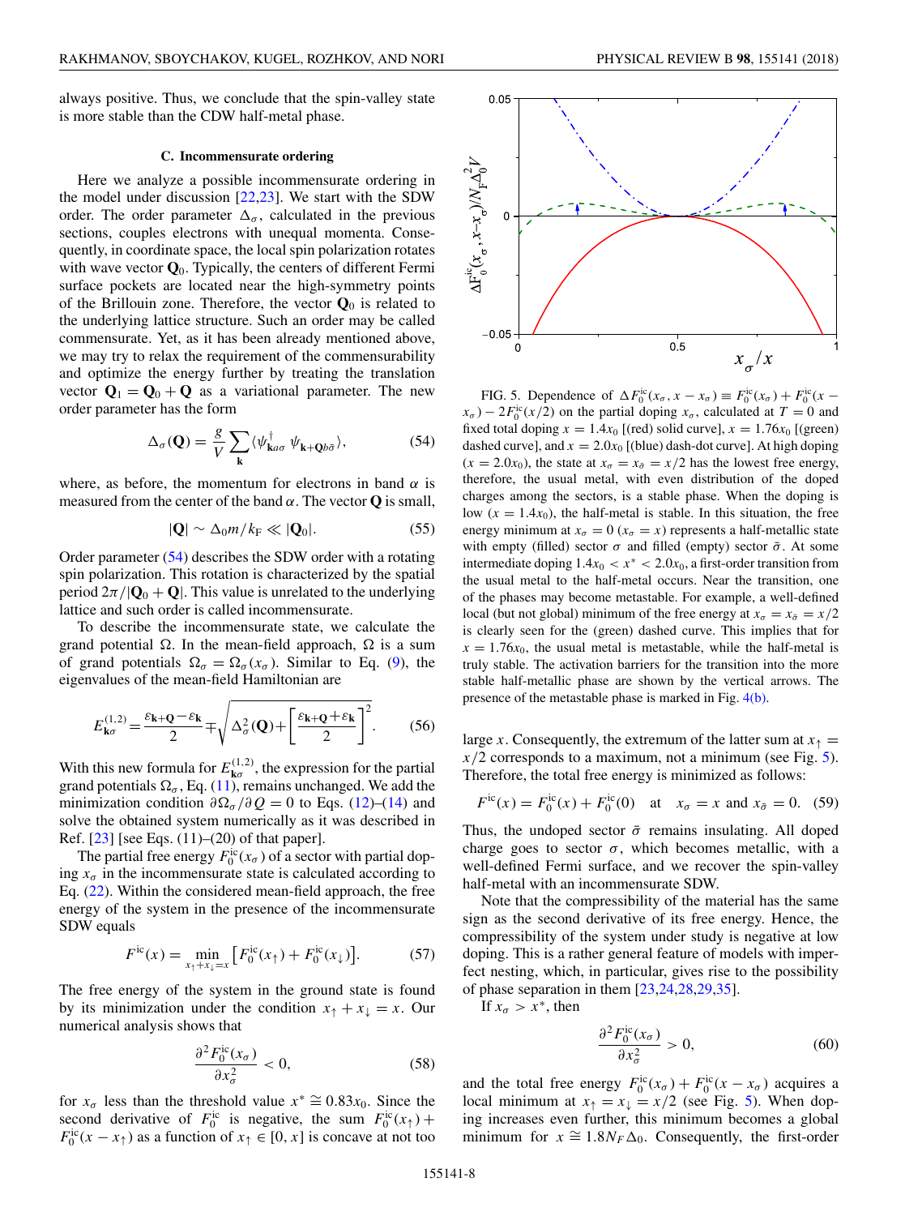always positive. Thus, we conclude that the spin-valley state is more stable than the CDW half-metal phase.

### C. Incommensurate ordering

Here we analyze a possible incommensurate ordering in the model under discussion [22,23]. We start with the SDW order. The order parameter $\Delta_\sigma$, calculated in the previous sections, couples electrons with unequal momenta. Consequently, in coordinate space, the local spin polarization rotates with wave vector $\mathbf{Q}_0$. Typically, the centers of different Fermi surface pockets are located near the high-symmetry points of the Brillouin zone. Therefore, the vector $\mathbf{Q}_0$ is related to the underlying lattice structure. Such an order may be called commensurate. Yet, as it has been already mentioned above, we may try to relax the requirement of the commensurability and optimize the energy further by treating the translation vector $\mathbf{Q}_1 = \mathbf{Q}_0 + \mathbf{Q}$ as a variational parameter. The new order parameter has the form

$$\Delta_\sigma(\mathbf{Q}) = \frac{g}{V}\sum_{\mathbf{k}} \langle \psi^\dagger_{\mathbf{k}a\sigma}\, \psi_{\mathbf{k}+\mathbf{Q}b\bar{\sigma}} \rangle, \tag{54}$$

where, as before, the momentum for electrons in band $\alpha$ is measured from the center of the band $\alpha$. The vector $\mathbf{Q}$ is small,

$$|\mathbf{Q}| \sim \Delta_0 m/k_{\mathrm{F}} \ll |\mathbf{Q}_0|. \tag{55}$$

Order parameter (54) describes the SDW order with a rotating spin polarization. This rotation is characterized by the spatial period $2\pi/|\mathbf{Q}_0 + \mathbf{Q}|$. This value is unrelated to the underlying lattice and such order is called incommensurate.

To describe the incommensurate state, we calculate the grand potential $\Omega$. In the mean-field approach, $\Omega$ is a sum of grand potentials $\Omega_\sigma = \Omega_\sigma(\Delta_\sigma)$. Similar to Eq. (9), the eigenvalues of the mean-field Hamiltonian are

$$E^{(1,2)}_{\mathbf{k}\sigma} = \frac{\varepsilon_{\mathbf{k+Q}} - \varepsilon_{\mathbf{k}}}{2} \mp \sqrt{\Delta^2_\sigma(\mathbf{Q}) + \left[\frac{\varepsilon_{\mathbf{k+Q}} + \varepsilon_{\mathbf{k}}}{2}\right]^2}. \tag{56}$$

With this new formula for $E^{(1,2)}_{\mathbf{k}\sigma}$, the expression for the partial grand potentials $\Omega_\sigma$, Eq. (11), remains unchanged. We add the minimization condition $\partial\Omega_\sigma/\partial Q = 0$ to Eqs. (12)–(14) and solve the obtained system numerically as it was described in Ref. [23] [see Eqs. (11)–(20) of that paper].

The partial free energy $F^{\mathrm{ic}}_0(x_\sigma)$ of a sector with partial doping $x_\sigma$ in the incommensurate state is calculated according to Eq. (22). Within the considered mean-field approach, the free energy of the system in the presence of the incommensurate SDW equals

$$F^{\mathrm{ic}}(x) = \min_{x_\uparrow + x_\downarrow = x} \left[F^{\mathrm{ic}}_0(x_\uparrow) + F^{\mathrm{ic}}_0(x_\downarrow)\right]. \tag{57}$$

The free energy of the system in the ground state is found by its minimization under the condition $x_\uparrow + x_\downarrow = x$. Our numerical analysis shows that

$$\frac{\partial^2 F^{\mathrm{ic}}_0(x_\sigma)}{\partial x_\sigma^2} < 0, \tag{58}$$

for $x_\sigma$ less than the threshold value $x^* \cong 0.83x_0$. Since the second derivative of $F^{\mathrm{ic}}_0$ is negative, the sum $F^{\mathrm{ic}}_0(x_\uparrow) + F^{\mathrm{ic}}_0(x - x_\uparrow)$ as a function of $x_\uparrow \in [0, x]$ is concave at not too large $x$. Consequently, the extremum of the latter sum at $x_\uparrow = x/2$ corresponds to a maximum, not a minimum (see Fig. 5). Therefore, the total free energy is minimized as follows:

$$F^{\mathrm{ic}}(x) = F^{\mathrm{ic}}_0(x) + F^{\mathrm{ic}}_0(0) \quad \text{at} \quad x_\sigma = x \text{ and } x_{\bar{\sigma}} = 0. \tag{59}$$

Thus, the undoped sector $\bar{\sigma}$ remains insulating. All doped charge goes to sector $\sigma$, which becomes metallic, with a well-defined Fermi surface, and we recover the spin-valley half-metal with an incommensurate SDW.

Note that the compressibility of the material has the same sign as the second derivative of its free energy. Hence, the compressibility of the system under study is negative at low doping. This is a rather general feature of models with imperfect nesting, which, in particular, gives rise to the possibility of phase separation in them [23,24,28,29,35].

If $x_\sigma > x^*$, then

$$\frac{\partial^2 F^{\mathrm{ic}}_0(x_\sigma)}{\partial x_\sigma^2} > 0, \tag{60}$$

and the total free energy $F^{\mathrm{ic}}_0(x_\sigma) + F^{\mathrm{ic}}_0(x - x_\sigma)$ acquires a local minimum at $x_\uparrow = x_\downarrow = x/2$ (see Fig. 5). When doping increases even further, this minimum becomes a global minimum for $x \cong 1.8N_F\Delta_0$. Consequently, the first-order

FIG. 5. Dependence of $\Delta F^{\mathrm{ic}}_0(x_\sigma, x - x_\sigma) \equiv F^{\mathrm{ic}}_0(x_\sigma) + F^{\mathrm{ic}}_0(x - x_\sigma) - 2F^{\mathrm{ic}}_0(x/2)$ on the partial doping $x_\sigma$, calculated at $T = 0$ and fixed total doping $x = 1.4x_0$ [(red) solid curve], $x = 1.76x_0$ [(green) dashed curve], and $x = 2.0x_0$ [(blue) dash-dot curve]. At high doping ($x = 2.0x_0$), the state at $x_\sigma = x_{\bar{\sigma}} = x/2$ has the lowest free energy, therefore, the usual metal, with even distribution of the doped charges among the sectors, is a stable phase. When the doping is low ($x = 1.4x_0$), the half-metal is stable. In this situation, the free energy minimum at $x_\sigma = 0$ ($x_\sigma = x$) represents a half-metallic state with empty (filled) sector $\sigma$ and filled (empty) sector $\bar{\sigma}$. At some intermediate doping $1.4x_0 < x^* < 2.0x_0$, a first-order transition from the usual metal to the half-metal occurs. Near the transition, one of the phases may become metastable. For example, a well-defined local (but not global) minimum of the free energy at $x_\sigma = x_{\bar{\sigma}} = x/2$ is clearly seen for the (green) dashed curve. This implies that for $x = 1.76x_0$, the usual metal is metastable, while the half-metal is truly stable. The activation barriers for the transition into the more stable half-metallic phase are shown by the vertical arrows. The presence of the metastable phase is marked in Fig. 4(b).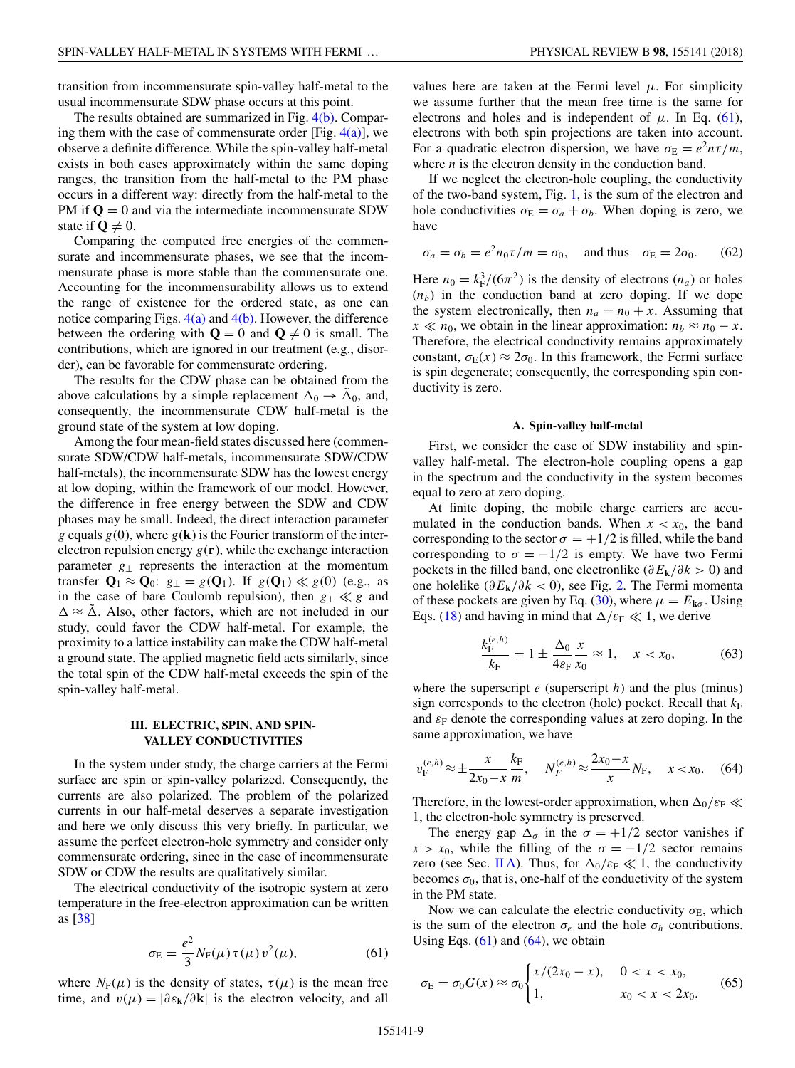transition from incommensurate spin-valley half-metal to the usual incommensurate SDW phase occurs at this point.

The results obtained are summarized in Fig. 4(b). Comparing them with the case of commensurate order [Fig. 4(a)], we observe a definite difference. While the spin-valley half-metal exists in both cases approximately within the same doping ranges, the transition from the half-metal to the PM phase occurs in a different way: directly from the half-metal to the PM if $\mathbf{Q} = 0$ and via the intermediate incommensurate SDW state if $\mathbf{Q} \neq 0$.

Comparing the computed free energies of the commensurate and incommensurate phases, we see that the incommensurate phase is more stable than the commensurate one. Accounting for the incommensurability allows us to extend the range of existence for the ordered state, as one can notice comparing Figs. 4(a) and 4(b). However, the difference between the ordering with $\mathbf{Q} = 0$ and $\mathbf{Q} \neq 0$ is small. The contributions, which are ignored in our treatment (e.g., disorder), can be favorable for commensurate ordering.

The results for the CDW phase can be obtained from the above calculations by a simple replacement $\Delta_0 \to \tilde{\Delta}_0$, and, consequently, the incommensurate CDW half-metal is the ground state of the system at low doping.

Among the four mean-field states discussed here (commensurate SDW/CDW half-metals, incommensurate SDW/CDW half-metals), the incommensurate SDW has the lowest energy at low doping, within the framework of our model. However, the difference in free energy between the SDW and CDW phases may be small. Indeed, the direct interaction parameter $g$ equals $g(0)$, where $g(\mathbf{k})$ is the Fourier transform of the inter-electron repulsion energy $g(\mathbf{r})$, while the exchange interaction parameter $g_\perp$ represents the interaction at the momentum transfer $\mathbf{Q}_1 \approx \mathbf{Q}_0$: $g_\perp = g(\mathbf{Q}_1)$. If $g(\mathbf{Q}_1) \ll g(0)$ (e.g., as in the case of bare Coulomb repulsion), then $g_\perp \ll g$ and $\Delta \approx \tilde{\Delta}$. Also, other factors, which are not included in our study, could favor the CDW half-metal. For example, the proximity to a lattice instability can make the CDW half-metal a ground state. The applied magnetic field acts similarly, since the total spin of the CDW half-metal exceeds the spin of the spin-valley half-metal.

## III. ELECTRIC, SPIN, AND SPIN-VALLEY CONDUCTIVITIES

In the system under study, the charge carriers at the Fermi surface are spin or spin-valley polarized. Consequently, the currents are also polarized. The problem of the polarized currents in our half-metal deserves a separate investigation and here we only discuss this very briefly. In particular, we assume the perfect electron-hole symmetry and consider only commensurate ordering, since in the case of incommensurate SDW or CDW the results are qualitatively similar.

The electrical conductivity of the isotropic system at zero temperature in the free-electron approximation can be written as [38]

$$\sigma_{\rm E} = \frac{e^2}{3} N_{\rm F}(\mu)\,\tau(\mu)\,v^2(\mu), \tag{61}$$

where $N_{\rm F}(\mu)$ is the density of states, $\tau(\mu)$ is the mean free time, and $v(\mu) = |\partial\varepsilon_{\mathbf{k}}/\partial\mathbf{k}|$ is the electron velocity, and all values here are taken at the Fermi level $\mu$. For simplicity we assume further that the mean free time is the same for electrons and holes and is independent of $\mu$. In Eq. (61), electrons with both spin projections are taken into account. For a quadratic electron dispersion, we have $\sigma_{\rm E} = e^2 n\tau/m$, where $n$ is the electron density in the conduction band.

If we neglect the electron-hole coupling, the conductivity of the two-band system, Fig. 1, is the sum of the electron and hole conductivities $\sigma_{\rm E} = \sigma_a + \sigma_b$. When doping is zero, we have

$$\sigma_a = \sigma_b = e^2 n_0\tau/m = \sigma_0, \quad \text{and thus} \quad \sigma_{\rm E} = 2\sigma_0. \tag{62}$$

Here $n_0 = k_{\rm F}^3/(6\pi^2)$ is the density of electrons ($n_a$) or holes ($n_b$) in the conduction band at zero doping. If we dope the system electronically, then $n_a = n_0 + x$. Assuming that $x \ll n_0$, we obtain in the linear approximation: $n_b \approx n_0 - x$. Therefore, the electrical conductivity remains approximately constant, $\sigma_{\rm E}(x) \approx 2\sigma_0$. In this framework, the Fermi surface is spin degenerate; consequently, the corresponding spin conductivity is zero.

### A. Spin-valley half-metal

First, we consider the case of SDW instability and spin-valley half-metal. The electron-hole coupling opens a gap in the spectrum and the conductivity in the system becomes equal to zero at zero doping.

At finite doping, the mobile charge carriers are accumulated in the conduction bands. When $x < x_0$, the band corresponding to the sector $\sigma = +1/2$ is filled, while the band corresponding to $\sigma = -1/2$ is empty. We have two Fermi pockets in the filled band, one electronlike ($\partial E_{\mathbf{k}}/\partial k > 0$) and one holelike ($\partial E_{\mathbf{k}}/\partial k < 0$), see Fig. 2. The Fermi momenta of these pockets are given by Eq. (30), where $\mu = E_{\mathbf{k}\sigma}$. Using Eqs. (18) and having in mind that $\Delta/\varepsilon_{\rm F} \ll 1$, we derive

$$\frac{k_{\rm F}^{(e,h)}}{k_{\rm F}} = 1 \pm \frac{\Delta_0}{4\varepsilon_{\rm F}}\frac{x}{x_0} \approx 1, \quad x < x_0, \tag{63}$$

where the superscript $e$ (superscript $h$) and the plus (minus) sign corresponds to the electron (hole) pocket. Recall that $k_{\rm F}$ and $\varepsilon_{\rm F}$ denote the corresponding values at zero doping. In the same approximation, we have

$$v_{\rm F}^{(e,h)} \approx \pm\frac{x}{2x_0 - x}\frac{k_{\rm F}}{m}, \quad N_F^{(e,h)} \approx \frac{2x_0 - x}{x}N_{\rm F}, \quad x < x_0. \tag{64}$$

Therefore, in the lowest-order approximation, when $\Delta_0/\varepsilon_{\rm F} \ll 1$, the electron-hole symmetry is preserved.

The energy gap $\Delta_\sigma$ in the $\sigma = +1/2$ sector vanishes if $x > x_0$, while the filling of the $\sigma = -1/2$ sector remains zero (see Sec. II A). Thus, for $\Delta_0/\varepsilon_{\rm F} \ll 1$, the conductivity becomes $\sigma_0$, that is, one-half of the conductivity of the system in the PM state.

Now we can calculate the electric conductivity $\sigma_{\rm E}$, which is the sum of the electron $\sigma_e$ and the hole $\sigma_h$ contributions. Using Eqs. (61) and (64), we obtain

$$\sigma_{\rm E} = \sigma_0 G(x) \approx \sigma_0\begin{cases} x/(2x_0 - x), & 0 < x < x_0,\\ 1, & x_0 < x < 2x_0. \end{cases} \tag{65}$$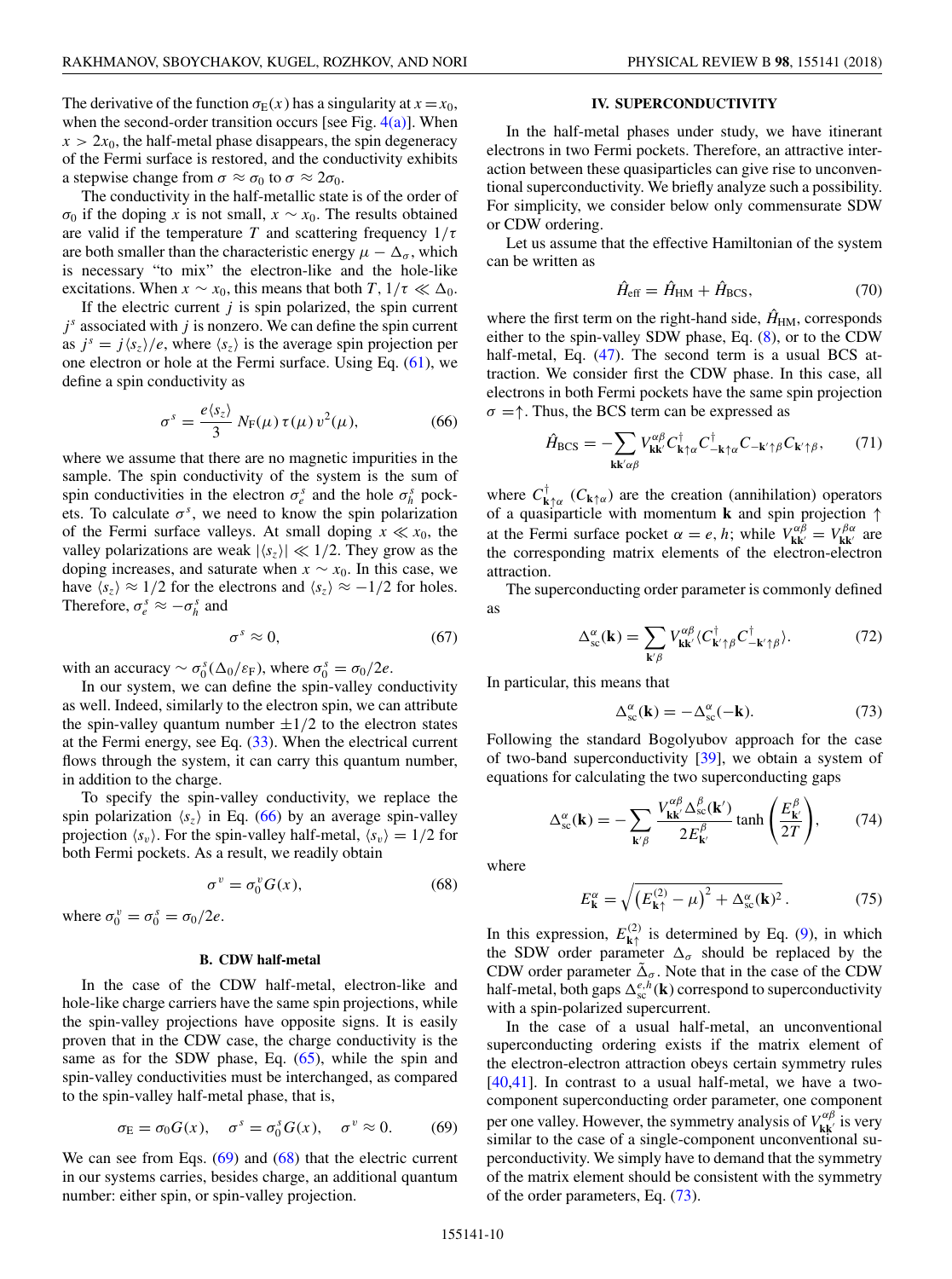The derivative of the function $\sigma_E(x)$ has a singularity at $x = x_0$, when the second-order transition occurs [see Fig. 4(a)]. When $x > 2x_0$, the half-metal phase disappears, the spin degeneracy of the Fermi surface is restored, and the conductivity exhibits a stepwise change from $\sigma \approx \sigma_0$ to $\sigma \approx 2\sigma_0$.

The conductivity in the half-metallic state is of the order of $\sigma_0$ if the doping $x$ is not small, $x \sim x_0$. The results obtained are valid if the temperature $T$ and scattering frequency $1/\tau$ are both smaller than the characteristic energy $\mu - \Delta_\sigma$, which is necessary "to mix" the electron-like and the hole-like excitations. When $x \sim x_0$, this means that both $T$, $1/\tau \ll \Delta_0$.

If the electric current $j$ is spin polarized, the spin current $j^s$ associated with $j$ is nonzero. We can define the spin current as $j^s = j\langle s_z\rangle/e$, where $\langle s_z\rangle$ is the average spin projection per one electron or hole at the Fermi surface. Using Eq. (61), we define a spin conductivity as

$$\sigma^s = \frac{e\langle s_z\rangle}{3}\, N_F(\mu)\, \tau(\mu)\, v^2(\mu), \tag{66}$$

where we assume that there are no magnetic impurities in the sample. The spin conductivity of the system is the sum of spin conductivities in the electron $\sigma_e^s$ and the hole $\sigma_h^s$ pockets. To calculate $\sigma^s$, we need to know the spin polarization of the Fermi surface valleys. At small doping $x \ll x_0$, the valley polarizations are weak $|\langle s_z\rangle| \ll 1/2$. They grow as the doping increases, and saturate when $x \sim x_0$. In this case, we have $\langle s_z\rangle \approx 1/2$ for the electrons and $\langle s_z\rangle \approx -1/2$ for holes. Therefore, $\sigma_e^s \approx -\sigma_h^s$ and

$$\sigma^s \approx 0, \tag{67}$$

with an accuracy $\sim \sigma_0^s(\Delta_0/\varepsilon_F)$, where $\sigma_0^s = \sigma_0/2e$.

In our system, we can define the spin-valley conductivity as well. Indeed, similarly to the electron spin, we can attribute the spin-valley quantum number $\pm 1/2$ to the electron states at the Fermi energy, see Eq. (33). When the electrical current flows through the system, it can carry this quantum number, in addition to the charge.

To specify the spin-valley conductivity, we replace the spin polarization $\langle s_z\rangle$ in Eq. (66) by an average spin-valley projection $\langle s_v\rangle$. For the spin-valley half-metal, $\langle s_v\rangle = 1/2$ for both Fermi pockets. As a result, we readily obtain

$$\sigma^v = \sigma_0^v G(x), \tag{68}$$

where $\sigma_0^v = \sigma_0^s = \sigma_0/2e$.

### B. CDW half-metal

In the case of the CDW half-metal, electron-like and hole-like charge carriers have the same spin projections, while the spin-valley projections have opposite signs. It is easily proven that in the CDW case, the charge conductivity is the same as for the SDW phase, Eq. (65), while the spin and spin-valley conductivities must be interchanged, as compared to the spin-valley half-metal phase, that is,

$$\sigma_E = \sigma_0 G(x), \quad \sigma^s = \sigma_0^s G(x), \quad \sigma^v \approx 0. \tag{69}$$

We can see from Eqs. (69) and (68) that the electric current in our systems carries, besides charge, an additional quantum number: either spin, or spin-valley projection.

## IV. SUPERCONDUCTIVITY

In the half-metal phases under study, we have itinerant electrons in two Fermi pockets. Therefore, an attractive interaction between these quasiparticles can give rise to unconventional superconductivity. We briefly analyze such a possibility. For simplicity, we consider below only commensurate SDW or CDW ordering.

Let us assume that the effective Hamiltonian of the system can be written as

$$\hat{H}_{\text{eff}} = \hat{H}_{\text{HM}} + \hat{H}_{\text{BCS}}, \tag{70}$$

where the first term on the right-hand side, $\hat{H}_{\text{HM}}$, corresponds either to the spin-valley SDW phase, Eq. (8), or to the CDW half-metal, Eq. (47). The second term is a usual BCS attraction. We consider first the CDW phase. In this case, all electrons in both Fermi pockets have the same spin projection $\sigma = \uparrow$. Thus, the BCS term can be expressed as

$$\hat{H}_{\text{BCS}} = -\sum_{\mathbf{k}\mathbf{k}'\alpha\beta} V_{\mathbf{k}\mathbf{k}'}^{\alpha\beta} C_{\mathbf{k}\uparrow\alpha}^{\dagger} C_{-\mathbf{k}\uparrow\alpha}^{\dagger} C_{-\mathbf{k}'\uparrow\beta} C_{\mathbf{k}'\uparrow\beta}, \tag{71}$$

where $C_{\mathbf{k}\uparrow\alpha}^{\dagger}$ ($C_{\mathbf{k}\uparrow\alpha}$) are the creation (annihilation) operators of a quasiparticle with momentum $\mathbf{k}$ and spin projection $\uparrow$ at the Fermi surface pocket $\alpha = e, h$; while $V_{\mathbf{k}\mathbf{k}'}^{\alpha\beta} = V_{\mathbf{k}\mathbf{k}'}^{\beta\alpha}$ are the corresponding matrix elements of the electron-electron attraction.

The superconducting order parameter is commonly defined as

$$\Delta_{\text{sc}}^{\alpha}(\mathbf{k}) = \sum_{\mathbf{k}'\beta} V_{\mathbf{k}\mathbf{k}'}^{\alpha\beta} \langle C_{\mathbf{k}'\uparrow\beta}^{\dagger} C_{-\mathbf{k}'\uparrow\beta}^{\dagger}\rangle. \tag{72}$$

In particular, this means that

$$\Delta_{\text{sc}}^{\alpha}(\mathbf{k}) = -\Delta_{\text{sc}}^{\alpha}(-\mathbf{k}). \tag{73}$$

Following the standard Bogolyubov approach for the case of two-band superconductivity [39], we obtain a system of equations for calculating the two superconducting gaps

$$\Delta_{\text{sc}}^{\alpha}(\mathbf{k}) = -\sum_{\mathbf{k}'\beta} \frac{V_{\mathbf{k}\mathbf{k}'}^{\alpha\beta} \Delta_{\text{sc}}^{\beta}(\mathbf{k}')}{2E_{\mathbf{k}'}^{\beta}} \tanh\left(\frac{E_{\mathbf{k}'}^{\beta}}{2T}\right), \tag{74}$$

where

$$E_{\mathbf{k}}^{\alpha} = \sqrt{\left(E_{\mathbf{k}\uparrow}^{(2)} - \mu\right)^2 + \Delta_{\text{sc}}^{\alpha}(\mathbf{k})^2}\,. \tag{75}$$

In this expression, $E_{\mathbf{k}\uparrow}^{(2)}$ is determined by Eq. (9), in which the SDW order parameter $\Delta_\sigma$ should be replaced by the CDW order parameter $\tilde{\Delta}_\sigma$. Note that in the case of the CDW half-metal, both gaps $\Delta_{\text{sc}}^{e,h}(\mathbf{k})$ correspond to superconductivity with a spin-polarized supercurrent.

In the case of a usual half-metal, an unconventional superconducting ordering exists if the matrix element of the electron-electron attraction obeys certain symmetry rules [40,41]. In contrast to a usual half-metal, we have a two-component superconducting order parameter, one component per one valley. However, the symmetry analysis of $V_{\mathbf{k}\mathbf{k}'}^{\alpha\beta}$ is very similar to the case of a single-component unconventional superconductivity. We simply have to demand that the symmetry of the matrix element should be consistent with the symmetry of the order parameters, Eq. (73).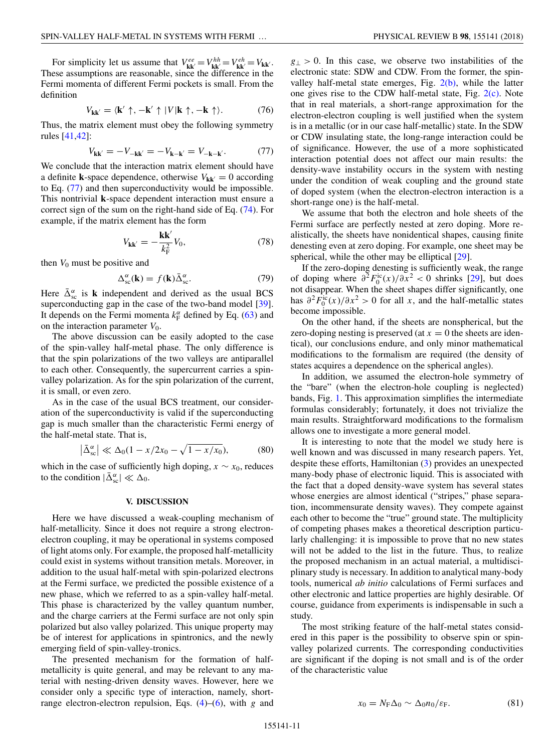For simplicity let us assume that $V^{ee}_{\mathbf{k}\mathbf{k}'} = V^{hh}_{\mathbf{k}\mathbf{k}'} = V^{eh}_{\mathbf{k}\mathbf{k}'} = V_{\mathbf{k}\mathbf{k}'}$. These assumptions are reasonable, since the difference in the Fermi momenta of different Fermi pockets is small. From the definition

$$V_{\mathbf{k}\mathbf{k}'} = \langle \mathbf{k}' \uparrow, -\mathbf{k}' \uparrow | V | \mathbf{k} \uparrow, -\mathbf{k} \uparrow \rangle. \tag{76}$$

Thus, the matrix element must obey the following symmetry rules [41,42]:

$$V_{\mathbf{k}\mathbf{k}'} = -V_{-\mathbf{k}\mathbf{k}'} = -V_{\mathbf{k}-\mathbf{k}'} = V_{-\mathbf{k}-\mathbf{k}'}. \tag{77}$$

We conclude that the interaction matrix element should have a definite $\mathbf{k}$-space dependence, otherwise $V_{\mathbf{k}\mathbf{k}'} = 0$ according to Eq. (77) and then superconductivity would be impossible. This nontrivial $\mathbf{k}$-space dependent interaction must ensure a correct sign of the sum on the right-hand side of Eq. (74). For example, if the matrix element has the form

$$V_{\mathbf{k}\mathbf{k}'} = -\frac{\mathbf{k}\mathbf{k}'}{k_{\mathrm{F}}^2} V_0, \tag{78}$$

then $V_0$ must be positive and

$$\Delta^{\alpha}_{\mathrm{sc}}(\mathbf{k}) = f(\mathbf{k}) \bar{\Delta}^{\alpha}_{\mathrm{sc}}. \tag{79}$$

Here $\bar{\Delta}^{\alpha}_{\mathrm{sc}}$ is $\mathbf{k}$ independent and derived as the usual BCS superconducting gap in the case of the two-band model [39]. It depends on the Fermi momenta $k^{\alpha}_{\mathrm{F}}$ defined by Eq. (63) and on the interaction parameter $V_0$.

The above discussion can be easily adopted to the case of the spin-valley half-metal phase. The only difference is that the spin polarizations of the two valleys are antiparallel to each other. Consequently, the supercurrent carries a spin-valley polarization. As for the spin polarization of the current, it is small, or even zero.

As in the case of the usual BCS treatment, our consideration of the superconductivity is valid if the superconducting gap is much smaller than the characteristic Fermi energy of the half-metal state. That is,

$$\left|\bar{\Delta}^{\alpha}_{\mathrm{sc}}\right| \ll \Delta_0 \left(1 - x/2x_0 - \sqrt{1 - x/x_0}\right), \tag{80}$$

which in the case of sufficiently high doping, $x \sim x_0$, reduces to the condition $|\bar{\Delta}^{\alpha}_{\mathrm{sc}}| \ll \Delta_0$.

## V. DISCUSSION

Here we have discussed a weak-coupling mechanism of half-metallicity. Since it does not require a strong electron-electron coupling, it may be operational in systems composed of light atoms only. For example, the proposed half-metallicity could exist in systems without transition metals. Moreover, in addition to the usual half-metal with spin-polarized electrons at the Fermi surface, we predicted the possible existence of a new phase, which we referred to as a spin-valley half-metal. This phase is characterized by the valley quantum number, and the charge carriers at the Fermi surface are not only spin polarized but also valley polarized. This unique property may be of interest for applications in spintronics, and the newly emerging field of spin-valley-tronics.

The presented mechanism for the formation of half-metallicity is quite general, and may be relevant to any material with nesting-driven density waves. However, here we consider only a specific type of interaction, namely, short-range electron-electron repulsion, Eqs. (4)–(6), with $g$ and $g_{\perp} > 0$. In this case, we observe two instabilities of the electronic state: SDW and CDW. From the former, the spin-valley half-metal state emerges, Fig. 2(b), while the latter one gives rise to the CDW half-metal state, Fig. 2(c). Note that in real materials, a short-range approximation for the electron-electron coupling is well justified when the system is in a metallic (or in our case half-metallic) state. In the SDW or CDW insulating state, the long-range interaction could be of significance. However, the use of a more sophisticated interaction potential does not affect our main results: the density-wave instability occurs in the system with nesting under the condition of weak coupling and the ground state of doped system (when the electron-electron interaction is a short-range one) is the half-metal.

We assume that both the electron and hole sheets of the Fermi surface are perfectly nested at zero doping. More realistically, the sheets have nonidentical shapes, causing finite denesting even at zero doping. For example, one sheet may be spherical, while the other may be elliptical [29].

If the zero-doping denesting is sufficiently weak, the range of doping where $\partial^2 F^{\mathrm{ic}}_0(x)/\partial x^2 < 0$ shrinks [29], but does not disappear. When the sheet shapes differ significantly, one has $\partial^2 F^{\mathrm{ic}}_0(x)/\partial x^2 > 0$ for all $x$, and the half-metallic states become impossible.

On the other hand, if the sheets are nonspherical, but the zero-doping nesting is preserved (at $x = 0$ the sheets are identical), our conclusions endure, and only minor mathematical modifications to the formalism are required (the density of states acquires a dependence on the spherical angles).

In addition, we assumed the electron-hole symmetry of the "bare" (when the electron-hole coupling is neglected) bands, Fig. 1. This approximation simplifies the intermediate formulas considerably; fortunately, it does not trivialize the main results. Straightforward modifications to the formalism allows one to investigate a more general model.

It is interesting to note that the model we study here is well known and was discussed in many research papers. Yet, despite these efforts, Hamiltonian (3) provides an unexpected many-body phase of electronic liquid. This is associated with the fact that a doped density-wave system has several states whose energies are almost identical ("stripes," phase separation, incommensurate density waves). They compete against each other to become the "true" ground state. The multiplicity of competing phases makes a theoretical description particularly challenging: it is impossible to prove that no new states will not be added to the list in the future. Thus, to realize the proposed mechanism in an actual material, a multidisciplinary study is necessary. In addition to analytical many-body tools, numerical *ab initio* calculations of Fermi surfaces and other electronic and lattice properties are highly desirable. Of course, guidance from experiments is indispensable in such a study.

The most striking feature of the half-metal states considered in this paper is the possibility to observe spin or spin-valley polarized currents. The corresponding conductivities are significant if the doping is not small and is of the order of the characteristic value

$$x_0 = N_{\mathrm{F}} \Delta_0 \sim \Delta_0 n_0 / \varepsilon_{\mathrm{F}}. \tag{81}$$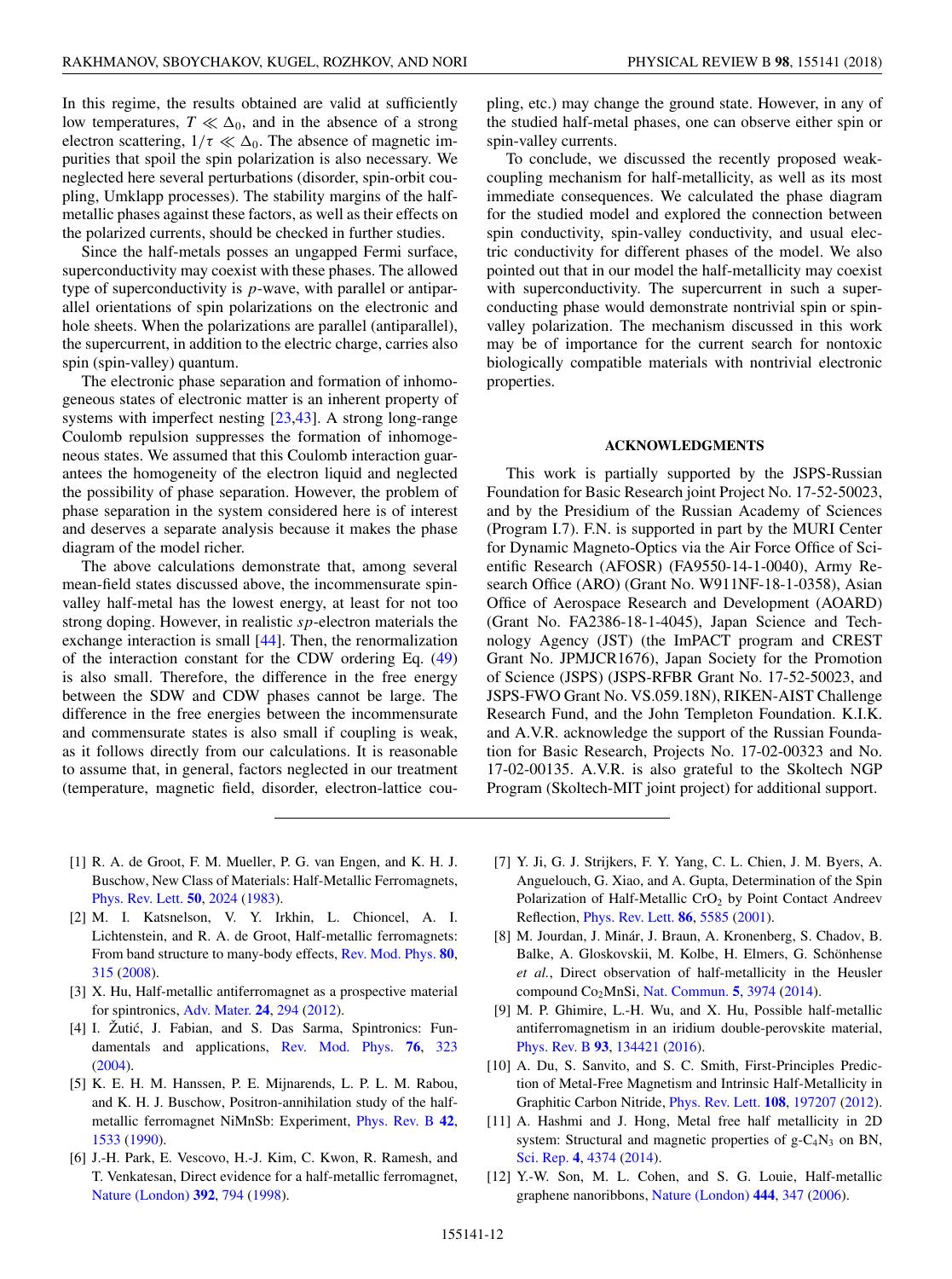In this regime, the results obtained are valid at sufficiently low temperatures, $T \ll \Delta_0$, and in the absence of a strong electron scattering, $1/\tau \ll \Delta_0$. The absence of magnetic impurities that spoil the spin polarization is also necessary. We neglected here several perturbations (disorder, spin-orbit coupling, Umklapp processes). The stability margins of the half-metallic phases against these factors, as well as their effects on the polarized currents, should be checked in further studies.

Since the half-metals posses an ungapped Fermi surface, superconductivity may coexist with these phases. The allowed type of superconductivity is $p$-wave, with parallel or antiparallel orientations of spin polarizations on the electronic and hole sheets. When the polarizations are parallel (antiparallel), the supercurrent, in addition to the electric charge, carries also spin (spin-valley) quantum.

The electronic phase separation and formation of inhomogeneous states of electronic matter is an inherent property of systems with imperfect nesting [23,43]. A strong long-range Coulomb repulsion suppresses the formation of inhomogeneous states. We assumed that this Coulomb interaction guarantees the homogeneity of the electron liquid and neglected the possibility of phase separation. However, the problem of phase separation in the system considered here is of interest and deserves a separate analysis because it makes the phase diagram of the model richer.

The above calculations demonstrate that, among several mean-field states discussed above, the incommensurate spin-valley half-metal has the lowest energy, at least for not too strong doping. However, in realistic $sp$-electron materials the exchange interaction is small [44]. Then, the renormalization of the interaction constant for the CDW ordering Eq. (49) is also small. Therefore, the difference in the free energy between the SDW and CDW phases cannot be large. The difference in the free energies between the incommensurate and commensurate states is also small if coupling is weak, as it follows directly from our calculations. It is reasonable to assume that, in general, factors neglected in our treatment (temperature, magnetic field, disorder, electron-lattice coupling, etc.) may change the ground state. However, in any of the studied half-metal phases, one can observe either spin or spin-valley currents.

To conclude, we discussed the recently proposed weak-coupling mechanism for half-metallicity, as well as its most immediate consequences. We calculated the phase diagram for the studied model and explored the connection between spin conductivity, spin-valley conductivity, and usual electric conductivity for different phases of the model. We also pointed out that in our model the half-metallicity may coexist with superconductivity. The supercurrent in such a superconducting phase would demonstrate nontrivial spin or spin-valley polarization. The mechanism discussed in this work may be of importance for the current search for nontoxic biologically compatible materials with nontrivial electronic properties.

## ACKNOWLEDGMENTS

This work is partially supported by the JSPS-Russian Foundation for Basic Research joint Project No. 17-52-50023, and by the Presidium of the Russian Academy of Sciences (Program I.7). F.N. is supported in part by the MURI Center for Dynamic Magneto-Optics via the Air Force Office of Scientific Research (AFOSR) (FA9550-14-1-0040), Army Research Office (ARO) (Grant No. W911NF-18-1-0358), Asian Office of Aerospace Research and Development (AOARD) (Grant No. FA2386-18-1-4045), Japan Science and Technology Agency (JST) (the ImPACT program and CREST Grant No. JPMJCR1676), Japan Society for the Promotion of Science (JSPS) (JSPS-RFBR Grant No. 17-52-50023, and JSPS-FWO Grant No. VS.059.18N), RIKEN-AIST Challenge Research Fund, and the John Templeton Foundation. K.I.K. and A.V.R. acknowledge the support of the Russian Foundation for Basic Research, Projects No. 17-02-00323 and No. 17-02-00135. A.V.R. is also grateful to the Skoltech NGP Program (Skoltech-MIT joint project) for additional support.

---

[1] R. A. de Groot, F. M. Mueller, P. G. van Engen, and K. H. J. Buschow, New Class of Materials: Half-Metallic Ferromagnets, Phys. Rev. Lett. **50**, 2024 (1983).

[2] M. I. Katsnelson, V. Y. Irkhin, L. Chioncel, A. I. Lichtenstein, and R. A. de Groot, Half-metallic ferromagnets: From band structure to many-body effects, Rev. Mod. Phys. **80**, 315 (2008).

[3] X. Hu, Half-metallic antiferromagnet as a prospective material for spintronics, Adv. Mater. **24**, 294 (2012).

[4] I. Žutić, J. Fabian, and S. Das Sarma, Spintronics: Fundamentals and applications, Rev. Mod. Phys. **76**, 323 (2004).

[5] K. E. H. M. Hanssen, P. E. Mijnarends, L. P. L. M. Rabou, and K. H. J. Buschow, Positron-annihilation study of the half-metallic ferromagnet NiMnSb: Experiment, Phys. Rev. B **42**, 1533 (1990).

[6] J.-H. Park, E. Vescovo, H.-J. Kim, C. Kwon, R. Ramesh, and T. Venkatesan, Direct evidence for a half-metallic ferromagnet, Nature (London) **392**, 794 (1998).

[7] Y. Ji, G. J. Strijkers, F. Y. Yang, C. L. Chien, J. M. Byers, A. Anguelouch, G. Xiao, and A. Gupta, Determination of the Spin Polarization of Half-Metallic $CrO_2$ by Point Contact Andreev Reflection, Phys. Rev. Lett. **86**, 5585 (2001).

[8] M. Jourdan, J. Minár, J. Braun, A. Kronenberg, S. Chadov, B. Balke, A. Gloskovskii, M. Kolbe, H. Elmers, G. Schönhense *et al.*, Direct observation of half-metallicity in the Heusler compound $Co_2MnSi$, Nat. Commun. **5**, 3974 (2014).

[9] M. P. Ghimire, L.-H. Wu, and X. Hu, Possible half-metallic antiferromagnetism in an iridium double-perovskite material, Phys. Rev. B **93**, 134421 (2016).

[10] A. Du, S. Sanvito, and S. C. Smith, First-Principles Prediction of Metal-Free Magnetism and Intrinsic Half-Metallicity in Graphitic Carbon Nitride, Phys. Rev. Lett. **108**, 197207 (2012).

[11] A. Hashmi and J. Hong, Metal free half metallicity in 2D system: Structural and magnetic properties of g-$C_4N_3$ on BN, Sci. Rep. **4**, 4374 (2014).

[12] Y.-W. Son, M. L. Cohen, and S. G. Louie, Half-metallic graphene nanoribbons, Nature (London) **444**, 347 (2006).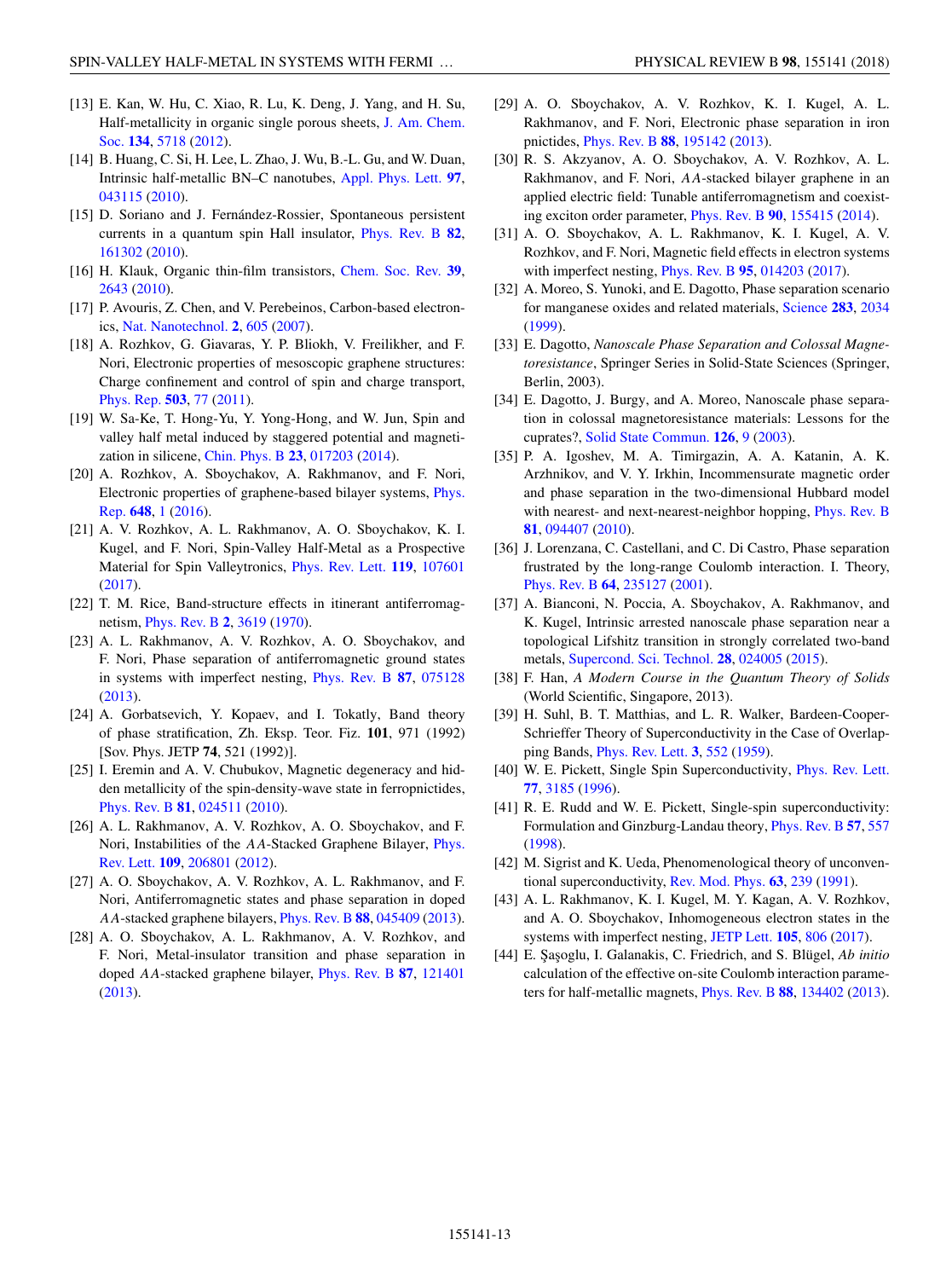[13] E. Kan, W. Hu, C. Xiao, R. Lu, K. Deng, J. Yang, and H. Su, Half-metallicity in organic single porous sheets, J. Am. Chem. Soc. **134**, 5718 (2012).

[14] B. Huang, C. Si, H. Lee, L. Zhao, J. Wu, B.-L. Gu, and W. Duan, Intrinsic half-metallic BN–C nanotubes, Appl. Phys. Lett. **97**, 043115 (2010).

[15] D. Soriano and J. Fernández-Rossier, Spontaneous persistent currents in a quantum spin Hall insulator, Phys. Rev. B **82**, 161302 (2010).

[16] H. Klauk, Organic thin-film transistors, Chem. Soc. Rev. **39**, 2643 (2010).

[17] P. Avouris, Z. Chen, and V. Perebeinos, Carbon-based electronics, Nat. Nanotechnol. **2**, 605 (2007).

[18] A. Rozhkov, G. Giavaras, Y. P. Bliokh, V. Freilikher, and F. Nori, Electronic properties of mesoscopic graphene structures: Charge confinement and control of spin and charge transport, Phys. Rep. **503**, 77 (2011).

[19] W. Sa-Ke, T. Hong-Yu, Y. Yong-Hong, and W. Jun, Spin and valley half metal induced by staggered potential and magnetization in silicene, Chin. Phys. B **23**, 017203 (2014).

[20] A. Rozhkov, A. Sboychakov, A. Rakhmanov, and F. Nori, Electronic properties of graphene-based bilayer systems, Phys. Rep. **648**, 1 (2016).

[21] A. V. Rozhkov, A. L. Rakhmanov, A. O. Sboychakov, K. I. Kugel, and F. Nori, Spin-Valley Half-Metal as a Prospective Material for Spin Valleytronics, Phys. Rev. Lett. **119**, 107601 (2017).

[22] T. M. Rice, Band-structure effects in itinerant antiferromagnetism, Phys. Rev. B **2**, 3619 (1970).

[23] A. L. Rakhmanov, A. V. Rozhkov, A. O. Sboychakov, and F. Nori, Phase separation of antiferromagnetic ground states in systems with imperfect nesting, Phys. Rev. B **87**, 075128 (2013).

[24] A. Gorbatsevich, Y. Kopaev, and I. Tokatly, Band theory of phase stratification, Zh. Eksp. Teor. Fiz. **101**, 971 (1992) [Sov. Phys. JETP **74**, 521 (1992)].

[25] I. Eremin and A. V. Chubukov, Magnetic degeneracy and hidden metallicity of the spin-density-wave state in ferropnictides, Phys. Rev. B **81**, 024511 (2010).

[26] A. L. Rakhmanov, A. V. Rozhkov, A. O. Sboychakov, and F. Nori, Instabilities of the *AA*-Stacked Graphene Bilayer, Phys. Rev. Lett. **109**, 206801 (2012).

[27] A. O. Sboychakov, A. V. Rozhkov, A. L. Rakhmanov, and F. Nori, Antiferromagnetic states and phase separation in doped *AA*-stacked graphene bilayers, Phys. Rev. B **88**, 045409 (2013).

[28] A. O. Sboychakov, A. L. Rakhmanov, A. V. Rozhkov, and F. Nori, Metal-insulator transition and phase separation in doped *AA*-stacked graphene bilayer, Phys. Rev. B **87**, 121401 (2013).

[29] A. O. Sboychakov, A. V. Rozhkov, K. I. Kugel, A. L. Rakhmanov, and F. Nori, Electronic phase separation in iron pnictides, Phys. Rev. B **88**, 195142 (2013).

[30] R. S. Akzyanov, A. O. Sboychakov, A. V. Rozhkov, A. L. Rakhmanov, and F. Nori, *AA*-stacked bilayer graphene in an applied electric field: Tunable antiferromagnetism and coexisting exciton order parameter, Phys. Rev. B **90**, 155415 (2014).

[31] A. O. Sboychakov, A. L. Rakhmanov, K. I. Kugel, A. V. Rozhkov, and F. Nori, Magnetic field effects in electron systems with imperfect nesting, Phys. Rev. B **95**, 014203 (2017).

[32] A. Moreo, S. Yunoki, and E. Dagotto, Phase separation scenario for manganese oxides and related materials, Science **283**, 2034 (1999).

[33] E. Dagotto, *Nanoscale Phase Separation and Colossal Magnetoresistance*, Springer Series in Solid-State Sciences (Springer, Berlin, 2003).

[34] E. Dagotto, J. Burgy, and A. Moreo, Nanoscale phase separation in colossal magnetoresistance materials: Lessons for the cuprates?, Solid State Commun. **126**, 9 (2003).

[35] P. A. Igoshev, M. A. Timirgazin, A. A. Katanin, A. K. Arzhnikov, and V. Y. Irkhin, Incommensurate magnetic order and phase separation in the two-dimensional Hubbard model with nearest- and next-nearest-neighbor hopping, Phys. Rev. B **81**, 094407 (2010).

[36] J. Lorenzana, C. Castellani, and C. Di Castro, Phase separation frustrated by the long-range Coulomb interaction. I. Theory, Phys. Rev. B **64**, 235127 (2001).

[37] A. Bianconi, N. Poccia, A. Sboychakov, A. Rakhmanov, and K. Kugel, Intrinsic arrested nanoscale phase separation near a topological Lifshitz transition in strongly correlated two-band metals, Supercond. Sci. Technol. **28**, 024005 (2015).

[38] F. Han, *A Modern Course in the Quantum Theory of Solids* (World Scientific, Singapore, 2013).

[39] H. Suhl, B. T. Matthias, and L. R. Walker, Bardeen-Cooper-Schrieffer Theory of Superconductivity in the Case of Overlapping Bands, Phys. Rev. Lett. **3**, 552 (1959).

[40] W. E. Pickett, Single Spin Superconductivity, Phys. Rev. Lett. **77**, 3185 (1996).

[41] R. E. Rudd and W. E. Pickett, Single-spin superconductivity: Formulation and Ginzburg-Landau theory, Phys. Rev. B **57**, 557 (1998).

[42] M. Sigrist and K. Ueda, Phenomenological theory of unconventional superconductivity, Rev. Mod. Phys. **63**, 239 (1991).

[43] A. L. Rakhmanov, K. I. Kugel, M. Y. Kagan, A. V. Rozhkov, and A. O. Sboychakov, Inhomogeneous electron states in the systems with imperfect nesting, JETP Lett. **105**, 806 (2017).

[44] E. Şaşoglu, I. Galanakis, C. Friedrich, and S. Blügel, *Ab initio* calculation of the effective on-site Coulomb interaction parameters for half-metallic magnets, Phys. Rev. B **88**, 134402 (2013).